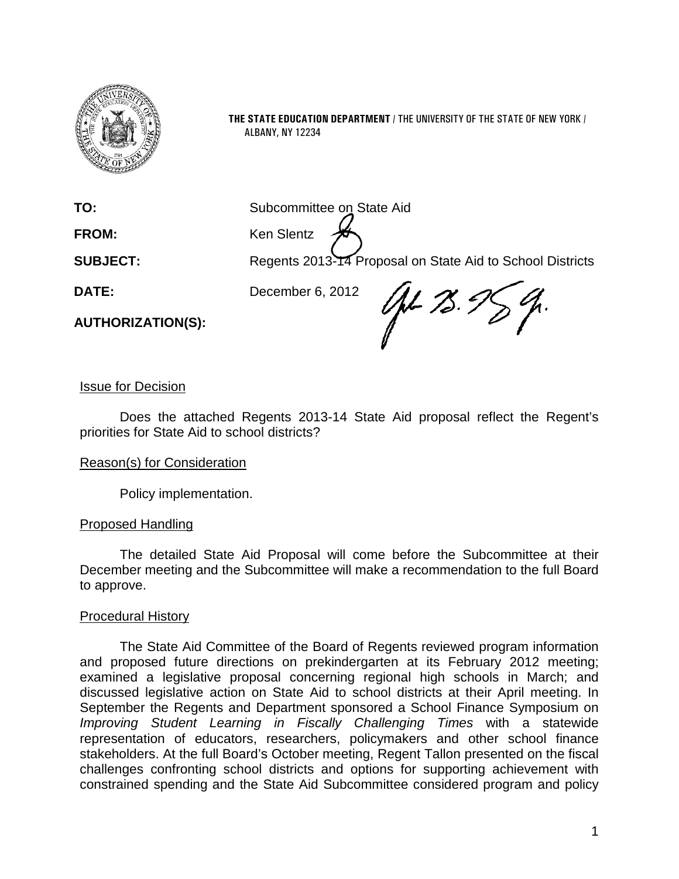**THE STATE EDUCATION DEPARTMENT** / THE UNIVERSITY OF THE STATE OF NEW YORK / ALBANY, NY 12234

**TO:** Subcommittee on State Aid

**FROM:** Ken Slentz

**SUBJECT:** Regents 2013-14 Proposal on State Aid to School Districts

**DATE:** December 6, 2012

**AUTHORIZATION(S):**

Issue for Decision

Does the attached Regents 2013-14 State Aid proposal reflect the Regent's priorities for State Aid to school districts?

Reason(s) for Consideration

Policy implementation.

Proposed Handling

The detailed State Aid Proposal will come before the Subcommittee at their December meeting and the Subcommittee will make a recommendation to the full Board to approve.

Procedural History

The State Aid Committee of the Board of Regents reviewed program information and proposed future directions on prekindergarten at its February 2012 meeting; examined a legislative proposal concerning regional high schools in March; and discussed legislative action on State Aid to school districts at their April meeting. In September the Regents and Department sponsored a School Finance Symposium on *Improving Student Learning in Fiscally Challenging Times* with a statewide representation of educators, researchers, policymakers and other school finance stakeholders. At the full Board's October meeting, Regent Tallon presented on the fiscal challenges confronting school districts and options for supporting achievement with constrained spending and the State Aid Subcommittee considered program and policy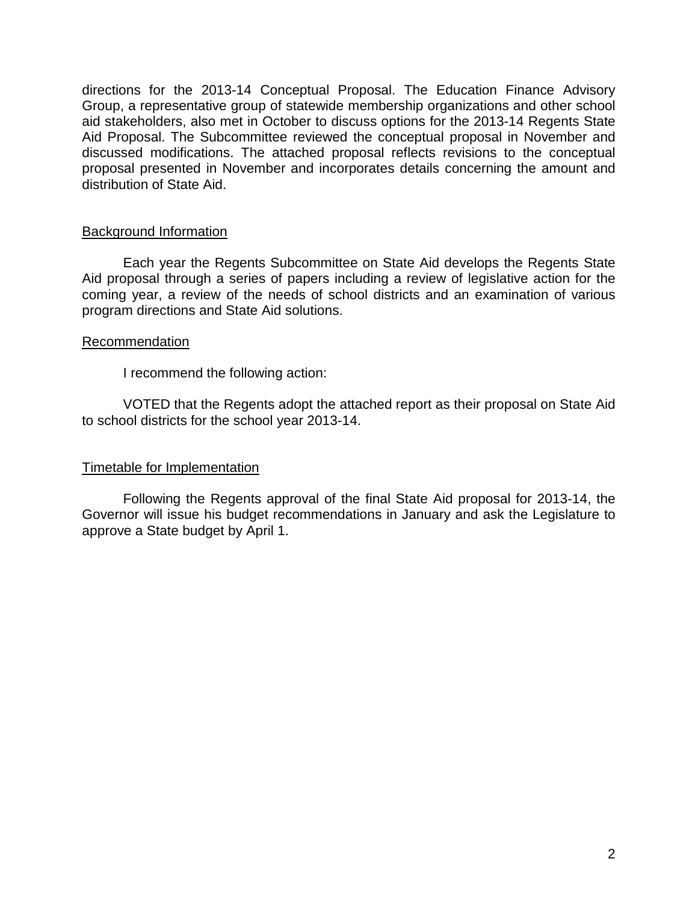directions for the 2013-14 Conceptual Proposal. The Education Finance Advisory Group, a representative group of statewide membership organizations and other school aid stakeholders, also met in October to discuss options for the 2013-14 Regents State Aid Proposal. The Subcommittee reviewed the conceptual proposal in November and discussed modifications. The attached proposal reflects revisions to the conceptual proposal presented in November and incorporates details concerning the amount and distribution of State Aid.

## Background Information

Each year the Regents Subcommittee on State Aid develops the Regents State Aid proposal through a series of papers including a review of legislative action for the coming year, a review of the needs of school districts and an examination of various program directions and State Aid solutions.

## Recommendation

I recommend the following action:

VOTED that the Regents adopt the attached report as their proposal on State Aid to school districts for the school year 2013-14.

## Timetable for Implementation

Following the Regents approval of the final State Aid proposal for 2013-14, the Governor will issue his budget recommendations in January and ask the Legislature to approve a State budget by April 1.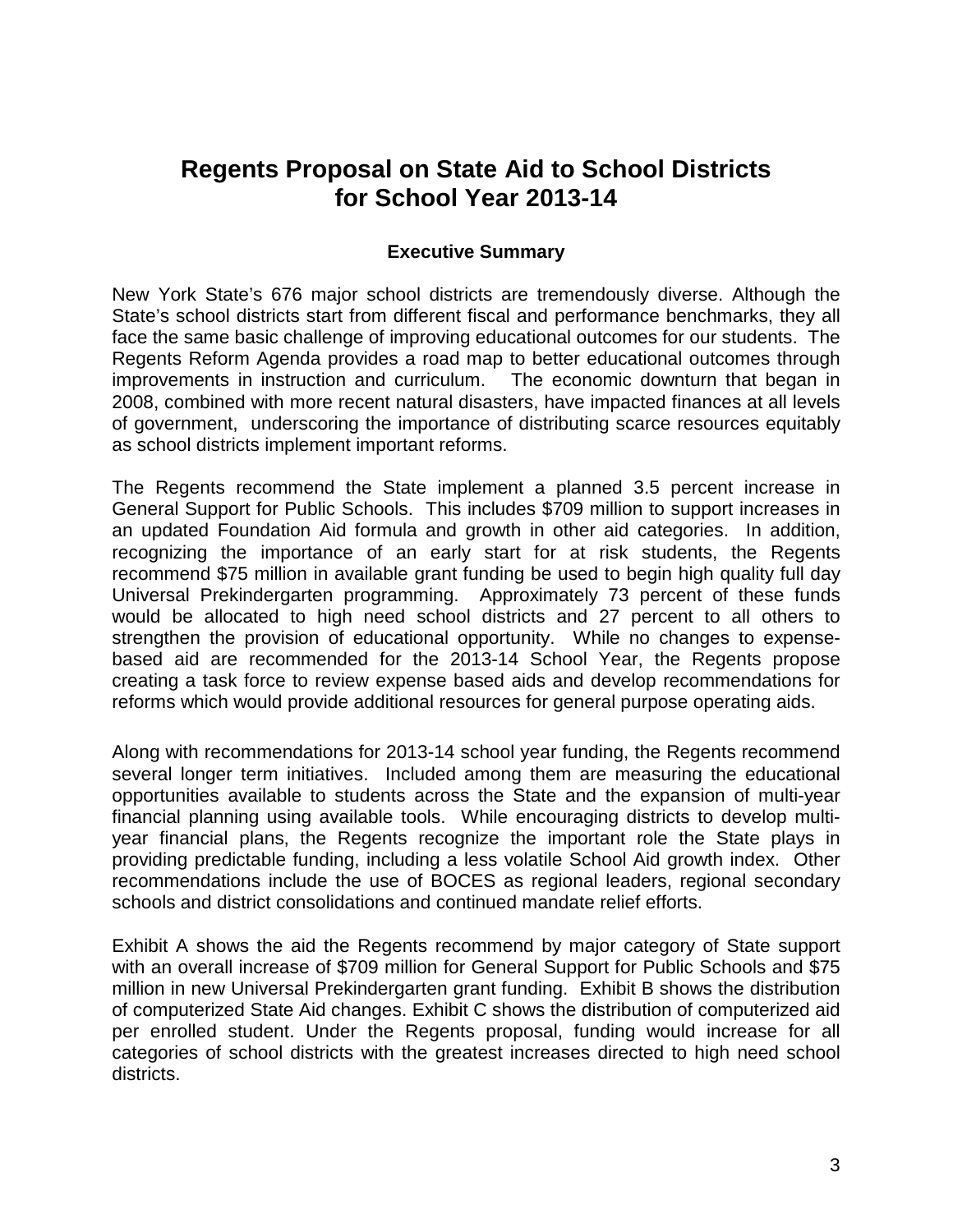# Regents Proposal on State Aid to School Districts for School Year 2013-14

### Executive Summary

New York State's 676 major school districts are tremendously diverse. Although the State's school districts start from different fiscal and performance benchmarks, they all face the same basic challenge of improving educational outcomes for our students. The Regents Reform Agenda provides a road map to better educational outcomes through improvements in instruction and curriculum. The economic downturn that began in 2008, combined with more recent natural disasters, have impacted finances at all levels of government, underscoring the importance of distributing scarce resources equitably as school districts implement important reforms.

The Regents recommend the State implement a planned 3.5 percent increase in General Support for Public Schools. This includes $709 million to support increases in an updated Foundation Aid formula and growth in other aid categories. In addition, recognizing the importance of an early start for at risk students, the Regents recommend $75 million in available grant funding be used to begin high quality full day Universal Prekindergarten programming. Approximately 73 percent of these funds would be allocated to high need school districts and 27 percent to all others to strengthen the provision of educational opportunity. While no changes to expense-based aid are recommended for the 2013-14 School Year, the Regents propose creating a task force to review expense based aids and develop recommendations for reforms which would provide additional resources for general purpose operating aids.

Along with recommendations for 2013-14 school year funding, the Regents recommend several longer term initiatives. Included among them are measuring the educational opportunities available to students across the State and the expansion of multi-year financial planning using available tools. While encouraging districts to develop multi-year financial plans, the Regents recognize the important role the State plays in providing predictable funding, including a less volatile School Aid growth index. Other recommendations include the use of BOCES as regional leaders, regional secondary schools and district consolidations and continued mandate relief efforts.

Exhibit A shows the aid the Regents recommend by major category of State support with an overall increase of $709 million for General Support for Public Schools and $75 million in new Universal Prekindergarten grant funding. Exhibit B shows the distribution of computerized State Aid changes. Exhibit C shows the distribution of computerized aid per enrolled student. Under the Regents proposal, funding would increase for all categories of school districts with the greatest increases directed to high need school districts.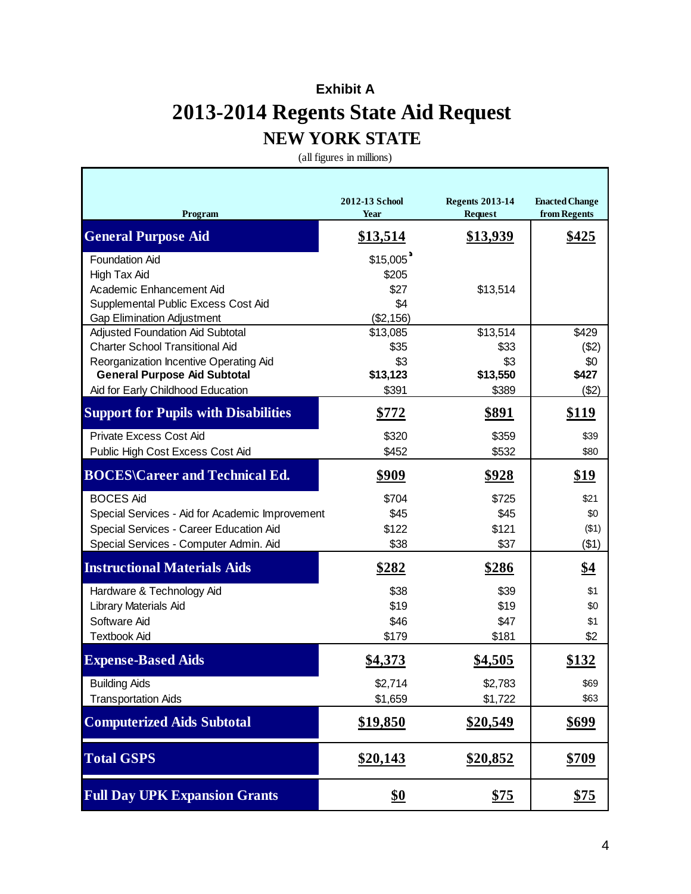**Exhibit A**

# 2013-2014 Regents State Aid Request

## NEW YORK STATE

(all figures in millions)

| Program | 2012-13 School Year | Regents 2013-14 Request | Enacted Change from Regents |
|---|---|---|---|
| **General Purpose Aid** | **$13,514** | **$13,939** | **$425** |
| Foundation Aid | $15,005 | | |
| High Tax Aid | $205 | | |
| Academic Enhancement Aid | $27 | $13,514 | |
| Supplemental Public Excess Cost Aid | $4 | | |
| Gap Elimination Adjustment | ($2,156) | | |
| Adjusted Foundation Aid Subtotal | $13,085 | $13,514 | $429 |
| Charter School Transitional Aid | $35 | $33 | ($2) |
| Reorganization Incentive Operating Aid | $3 | $3 | $0 |
| **General Purpose Aid Subtotal** | **$13,123** | **$13,550** | **$427** |
| Aid for Early Childhood Education | $391 | $389 | ($2) |
| **Support for Pupils with Disabilities** | **$772** | **$891** | **$119** |
| Private Excess Cost Aid | $320 | $359 | $39 |
| Public High Cost Excess Cost Aid | $452 | $532 | $80 |
| **BOCES\Career and Technical Ed.** | **$909** | **$928** | **$19** |
| BOCES Aid | $704 | $725 | $21 |
| Special Services - Aid for Academic Improvement | $45 | $45 | $0 |
| Special Services - Career Education Aid | $122 | $121 | ($1) |
| Special Services - Computer Admin. Aid | $38 | $37 | ($1) |
| **Instructional Materials Aids** | **$282** | **$286** | **$4** |
| Hardware & Technology Aid | $38 | $39 | $1 |
| Library Materials Aid | $19 | $19 | $0 |
| Software Aid | $46 | $47 | $1 |
| Textbook Aid | $179 | $181 | $2 |
| **Expense-Based Aids** | **$4,373** | **$4,505** | **$132** |
| Building Aids | $2,714 | $2,783 | $69 |
| Transportation Aids | $1,659 | $1,722 | $63 |
| **Computerized Aids Subtotal** | **$19,850** | **$20,549** | **$699** |
| **Total GSPS** | **$20,143** | **$20,852** | **$709** |
| **Full Day UPK Expansion Grants** | **$0** | **$75** | **$75** |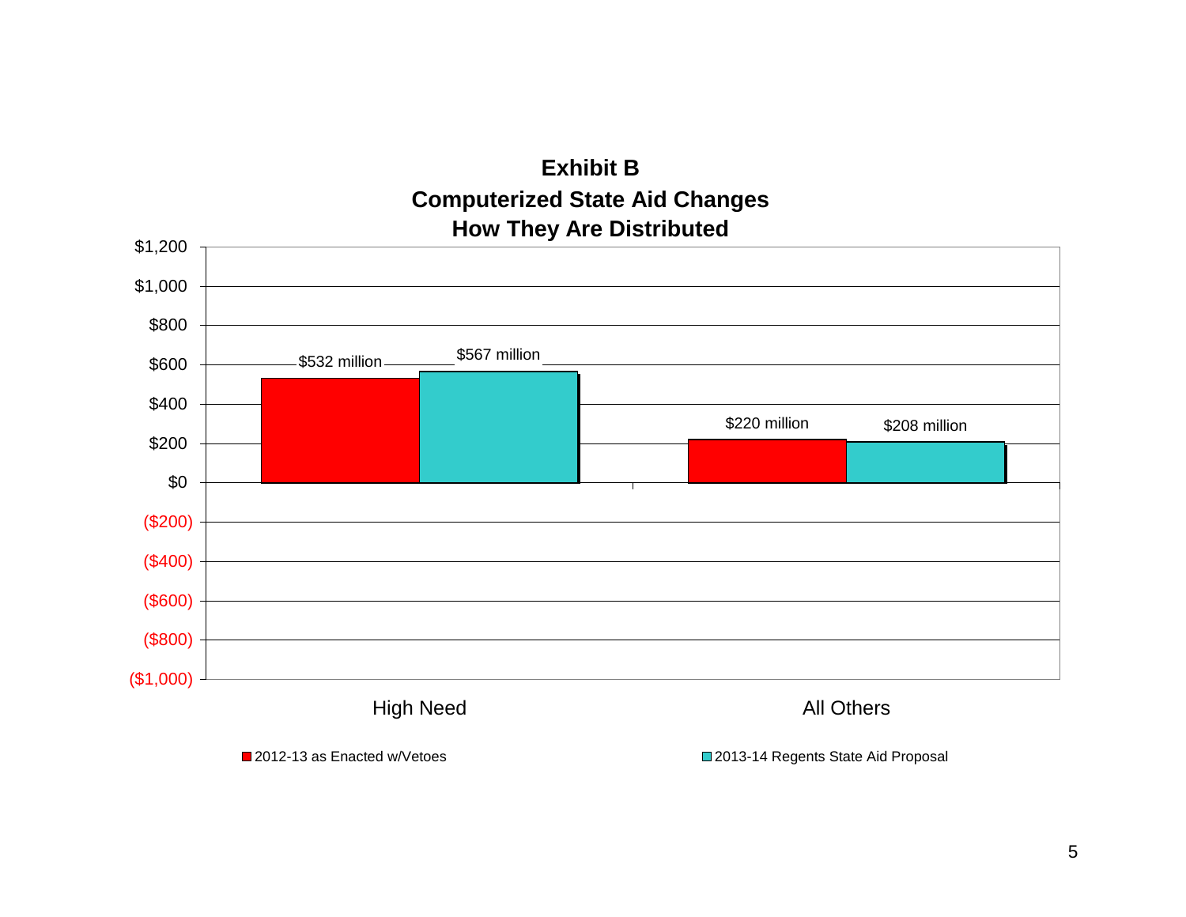# Exhibit B

## Computerized State Aid Changes
## How They Are Distributed

| | 2012-13 as Enacted w/Vetoes | 2013-14 Regents State Aid Proposal |
| --- | --- | --- |
| High Need | $532 million | $567 million |
| All Others | $220 million | $208 million |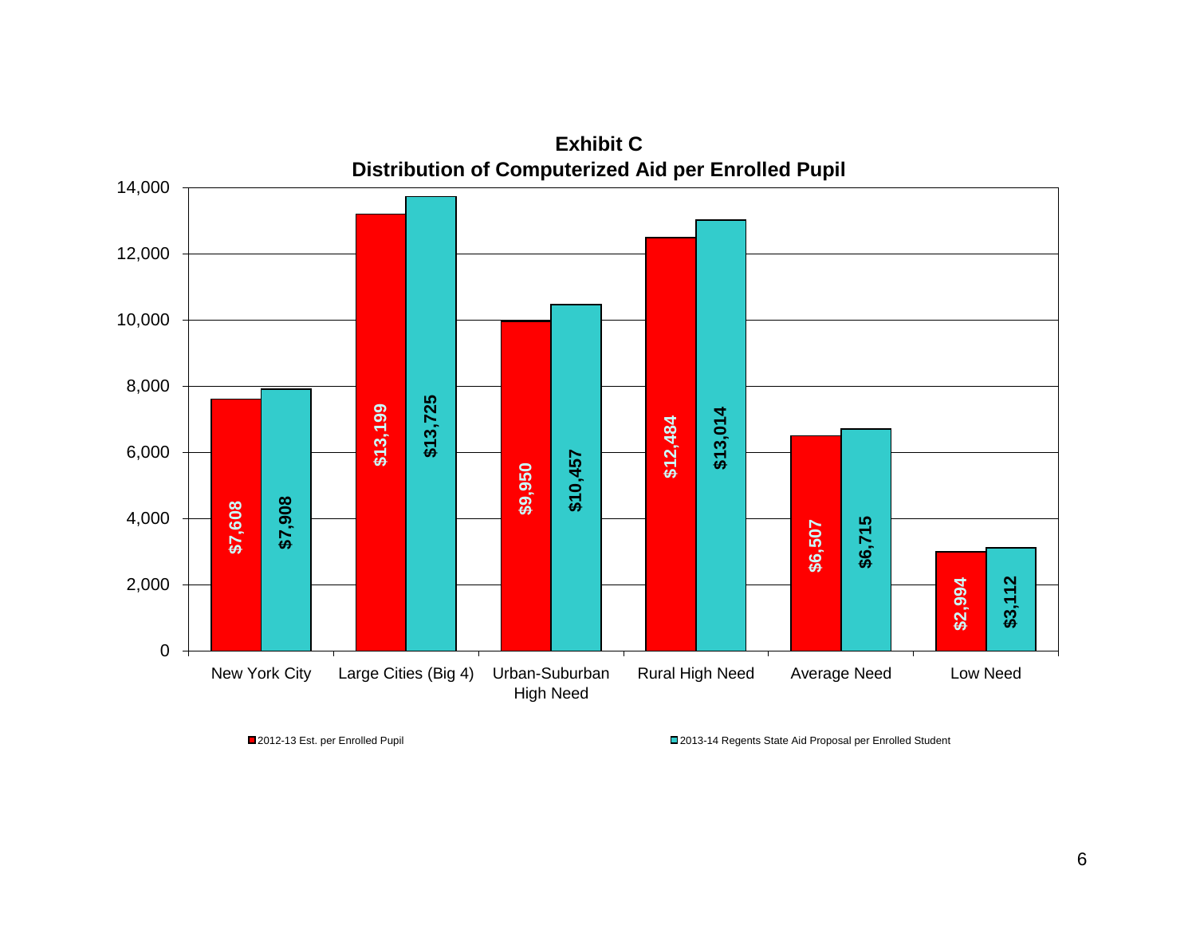**Exhibit C**
**Distribution of Computerized Aid per Enrolled Pupil**

| | 2012-13 Est. per Enrolled Pupil | 2013-14 Regents State Aid Proposal per Enrolled Student |
|---|---|---|
| New York City | $7,608 | $7,908 |
| Large Cities (Big 4) | $13,199 | $13,725 |
| Urban-Suburban High Need | $9,950 | $10,457 |
| Rural High Need | $12,484 | $13,014 |
| Average Need | $6,507 | $6,715 |
| Low Need | $2,994 | $3,112 |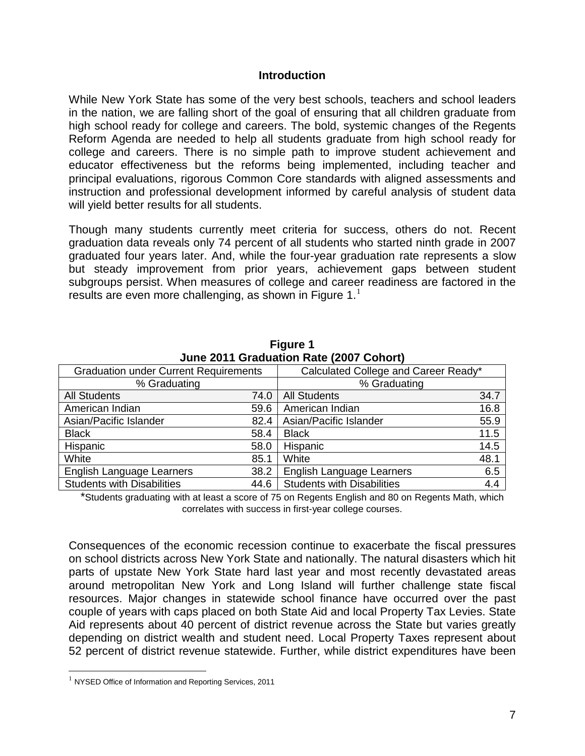## Introduction

While New York State has some of the very best schools, teachers and school leaders in the nation, we are falling short of the goal of ensuring that all children graduate from high school ready for college and careers. The bold, systemic changes of the Regents Reform Agenda are needed to help all students graduate from high school ready for college and careers. There is no simple path to improve student achievement and educator effectiveness but the reforms being implemented, including teacher and principal evaluations, rigorous Common Core standards with aligned assessments and instruction and professional development informed by careful analysis of student data will yield better results for all students.

Though many students currently meet criteria for success, others do not. Recent graduation data reveals only 74 percent of all students who started ninth grade in 2007 graduated four years later. And, while the four-year graduation rate represents a slow but steady improvement from prior years, achievement gaps between student subgroups persist. When measures of college and career readiness are factored in the results are even more challenging, as shown in Figure 1.[1]

**Figure 1**
**June 2011 Graduation Rate (2007 Cohort)**

| Graduation under Current Requirements | | Calculated College and Career Ready* | |
|---|---|---|---|
| % Graduating | | % Graduating | |
| All Students | 74.0 | All Students | 34.7 |
| American Indian | 59.6 | American Indian | 16.8 |
| Asian/Pacific Islander | 82.4 | Asian/Pacific Islander | 55.9 |
| Black | 58.4 | Black | 11.5 |
| Hispanic | 58.0 | Hispanic | 14.5 |
| White | 85.1 | White | 48.1 |
| English Language Learners | 38.2 | English Language Learners | 6.5 |
| Students with Disabilities | 44.6 | Students with Disabilities | 4.4 |

*Students graduating with at least a score of 75 on Regents English and 80 on Regents Math, which correlates with success in first-year college courses.

Consequences of the economic recession continue to exacerbate the fiscal pressures on school districts across New York State and nationally. The natural disasters which hit parts of upstate New York State hard last year and most recently devastated areas around metropolitan New York and Long Island will further challenge state fiscal resources. Major changes in statewide school finance have occurred over the past couple of years with caps placed on both State Aid and local Property Tax Levies. State Aid represents about 40 percent of district revenue across the State but varies greatly depending on district wealth and student need. Local Property Taxes represent about 52 percent of district revenue statewide. Further, while district expenditures have been

[1] NYSED Office of Information and Reporting Services, 2011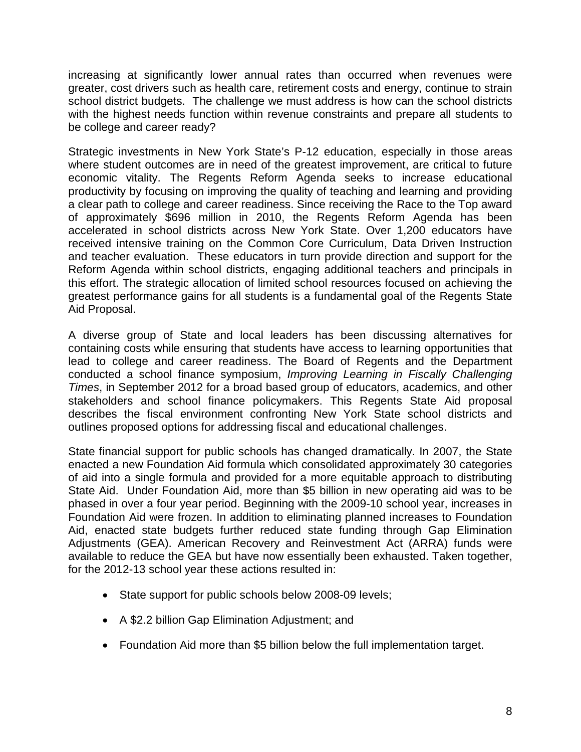increasing at significantly lower annual rates than occurred when revenues were greater, cost drivers such as health care, retirement costs and energy, continue to strain school district budgets. The challenge we must address is how can the school districts with the highest needs function within revenue constraints and prepare all students to be college and career ready?

Strategic investments in New York State's P-12 education, especially in those areas where student outcomes are in need of the greatest improvement, are critical to future economic vitality. The Regents Reform Agenda seeks to increase educational productivity by focusing on improving the quality of teaching and learning and providing a clear path to college and career readiness. Since receiving the Race to the Top award of approximately $696 million in 2010, the Regents Reform Agenda has been accelerated in school districts across New York State. Over 1,200 educators have received intensive training on the Common Core Curriculum, Data Driven Instruction and teacher evaluation. These educators in turn provide direction and support for the Reform Agenda within school districts, engaging additional teachers and principals in this effort. The strategic allocation of limited school resources focused on achieving the greatest performance gains for all students is a fundamental goal of the Regents State Aid Proposal.

A diverse group of State and local leaders has been discussing alternatives for containing costs while ensuring that students have access to learning opportunities that lead to college and career readiness. The Board of Regents and the Department conducted a school finance symposium, *Improving Learning in Fiscally Challenging Times*, in September 2012 for a broad based group of educators, academics, and other stakeholders and school finance policymakers. This Regents State Aid proposal describes the fiscal environment confronting New York State school districts and outlines proposed options for addressing fiscal and educational challenges.

State financial support for public schools has changed dramatically. In 2007, the State enacted a new Foundation Aid formula which consolidated approximately 30 categories of aid into a single formula and provided for a more equitable approach to distributing State Aid. Under Foundation Aid, more than $5 billion in new operating aid was to be phased in over a four year period. Beginning with the 2009-10 school year, increases in Foundation Aid were frozen. In addition to eliminating planned increases to Foundation Aid, enacted state budgets further reduced state funding through Gap Elimination Adjustments (GEA). American Recovery and Reinvestment Act (ARRA) funds were available to reduce the GEA but have now essentially been exhausted. Taken together, for the 2012-13 school year these actions resulted in:

- State support for public schools below 2008-09 levels;
- A $2.2 billion Gap Elimination Adjustment; and
- Foundation Aid more than $5 billion below the full implementation target.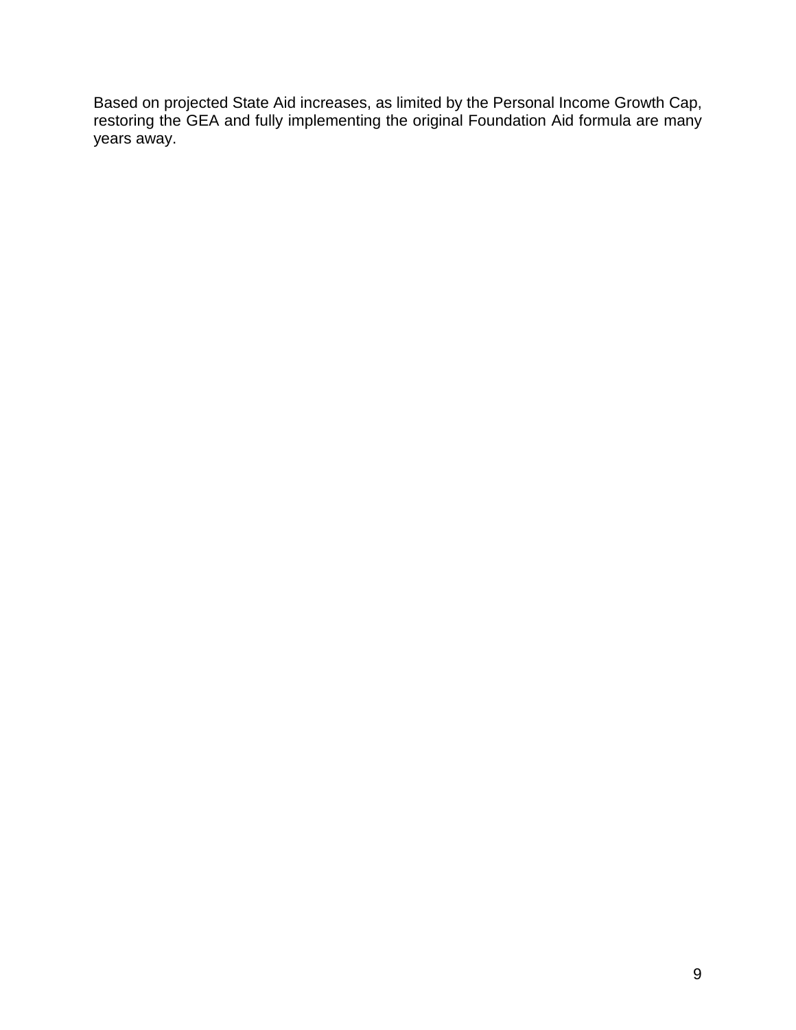Based on projected State Aid increases, as limited by the Personal Income Growth Cap, restoring the GEA and fully implementing the original Foundation Aid formula are many years away.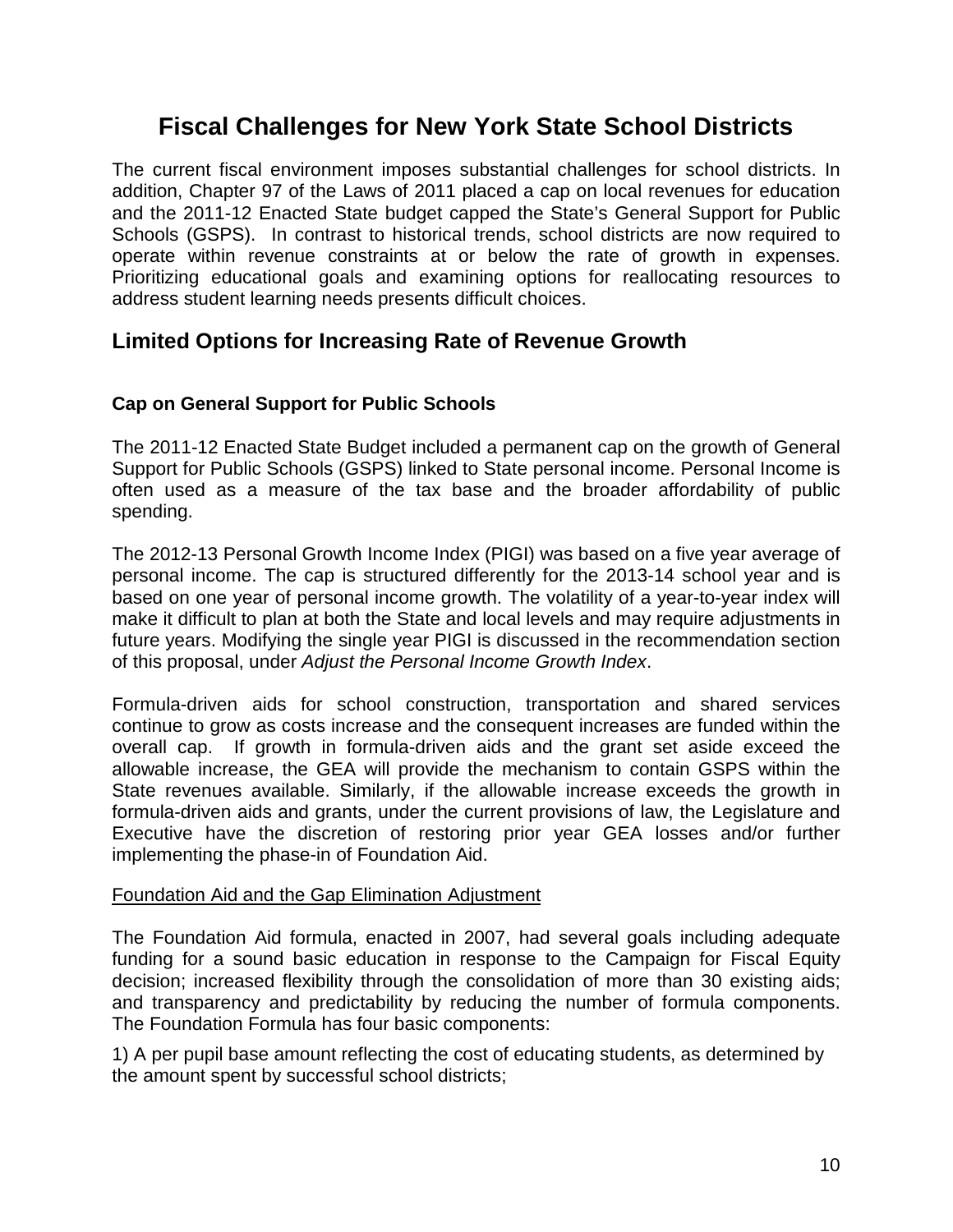# Fiscal Challenges for New York State School Districts

The current fiscal environment imposes substantial challenges for school districts. In addition, Chapter 97 of the Laws of 2011 placed a cap on local revenues for education and the 2011-12 Enacted State budget capped the State's General Support for Public Schools (GSPS). In contrast to historical trends, school districts are now required to operate within revenue constraints at or below the rate of growth in expenses. Prioritizing educational goals and examining options for reallocating resources to address student learning needs presents difficult choices.

## Limited Options for Increasing Rate of Revenue Growth

### Cap on General Support for Public Schools

The 2011-12 Enacted State Budget included a permanent cap on the growth of General Support for Public Schools (GSPS) linked to State personal income. Personal Income is often used as a measure of the tax base and the broader affordability of public spending.

The 2012-13 Personal Growth Income Index (PIGI) was based on a five year average of personal income. The cap is structured differently for the 2013-14 school year and is based on one year of personal income growth. The volatility of a year-to-year index will make it difficult to plan at both the State and local levels and may require adjustments in future years. Modifying the single year PIGI is discussed in the recommendation section of this proposal, under *Adjust the Personal Income Growth Index*.

Formula-driven aids for school construction, transportation and shared services continue to grow as costs increase and the consequent increases are funded within the overall cap. If growth in formula-driven aids and the grant set aside exceed the allowable increase, the GEA will provide the mechanism to contain GSPS within the State revenues available. Similarly, if the allowable increase exceeds the growth in formula-driven aids and grants, under the current provisions of law, the Legislature and Executive have the discretion of restoring prior year GEA losses and/or further implementing the phase-in of Foundation Aid.

Foundation Aid and the Gap Elimination Adjustment

The Foundation Aid formula, enacted in 2007, had several goals including adequate funding for a sound basic education in response to the Campaign for Fiscal Equity decision; increased flexibility through the consolidation of more than 30 existing aids; and transparency and predictability by reducing the number of formula components. The Foundation Formula has four basic components:

1) A per pupil base amount reflecting the cost of educating students, as determined by the amount spent by successful school districts;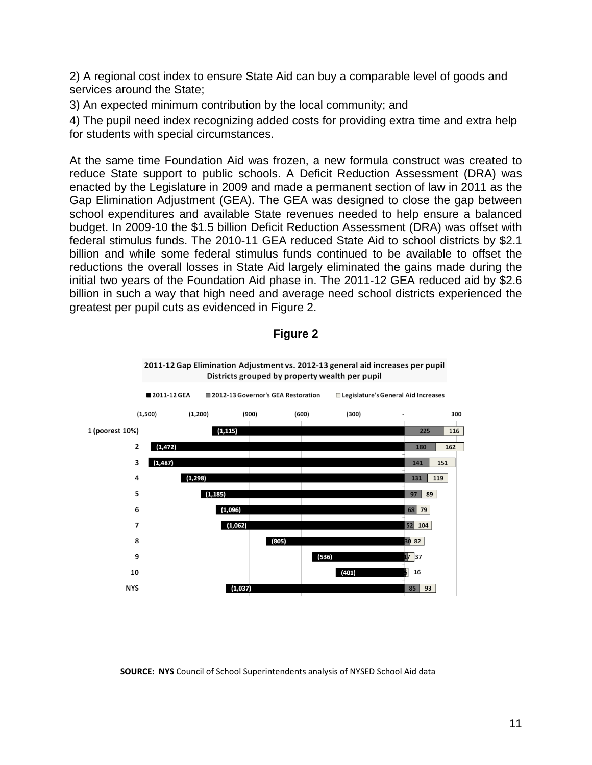2) A regional cost index to ensure State Aid can buy a comparable level of goods and services around the State;

3) An expected minimum contribution by the local community; and

4) The pupil need index recognizing added costs for providing extra time and extra help for students with special circumstances.

At the same time Foundation Aid was frozen, a new formula construct was created to reduce State support to public schools. A Deficit Reduction Assessment (DRA) was enacted by the Legislature in 2009 and made a permanent section of law in 2011 as the Gap Elimination Adjustment (GEA). The GEA was designed to close the gap between school expenditures and available State revenues needed to help ensure a balanced budget. In 2009-10 the $1.5 billion Deficit Reduction Assessment (DRA) was offset with federal stimulus funds. The 2010-11 GEA reduced State Aid to school districts by $2.1 billion and while some federal stimulus funds continued to be available to offset the reductions the overall losses in State Aid largely eliminated the gains made during the initial two years of the Foundation Aid phase in. The 2011-12 GEA reduced aid by $2.6 billion in such a way that high need and average need school districts experienced the greatest per pupil cuts as evidenced in Figure 2.

**Figure 2**

**2011-12 Gap Elimination Adjustment vs. 2012-13 general aid increases per pupil**
**Districts grouped by property wealth per pupil**

| District group | 2011-12 GEA | 2012-13 Governor's GEA Restoration | Legislature's General Aid Increases |
|---|---|---|---|
| 1 (poorest 10%) | (1,115) | 225 | 116 |
| 2 | (1,472) | 180 | 162 |
| 3 | (1,487) | 141 | 151 |
| 4 | (1,298) | 131 | 119 |
| 5 | (1,185) | 97 | 89 |
| 6 | (1,096) | 68 | 79 |
| 7 | (1,062) | 52 | 104 |
| 8 | (805) | 30 | 82 |
| 9 | (536) | 17 | 37 |
| 10 | (401) | 5 | 16 |
| NYS | (1,037) | 85 | 93 |

**SOURCE: NYS** Council of School Superintendents analysis of NYSED School Aid data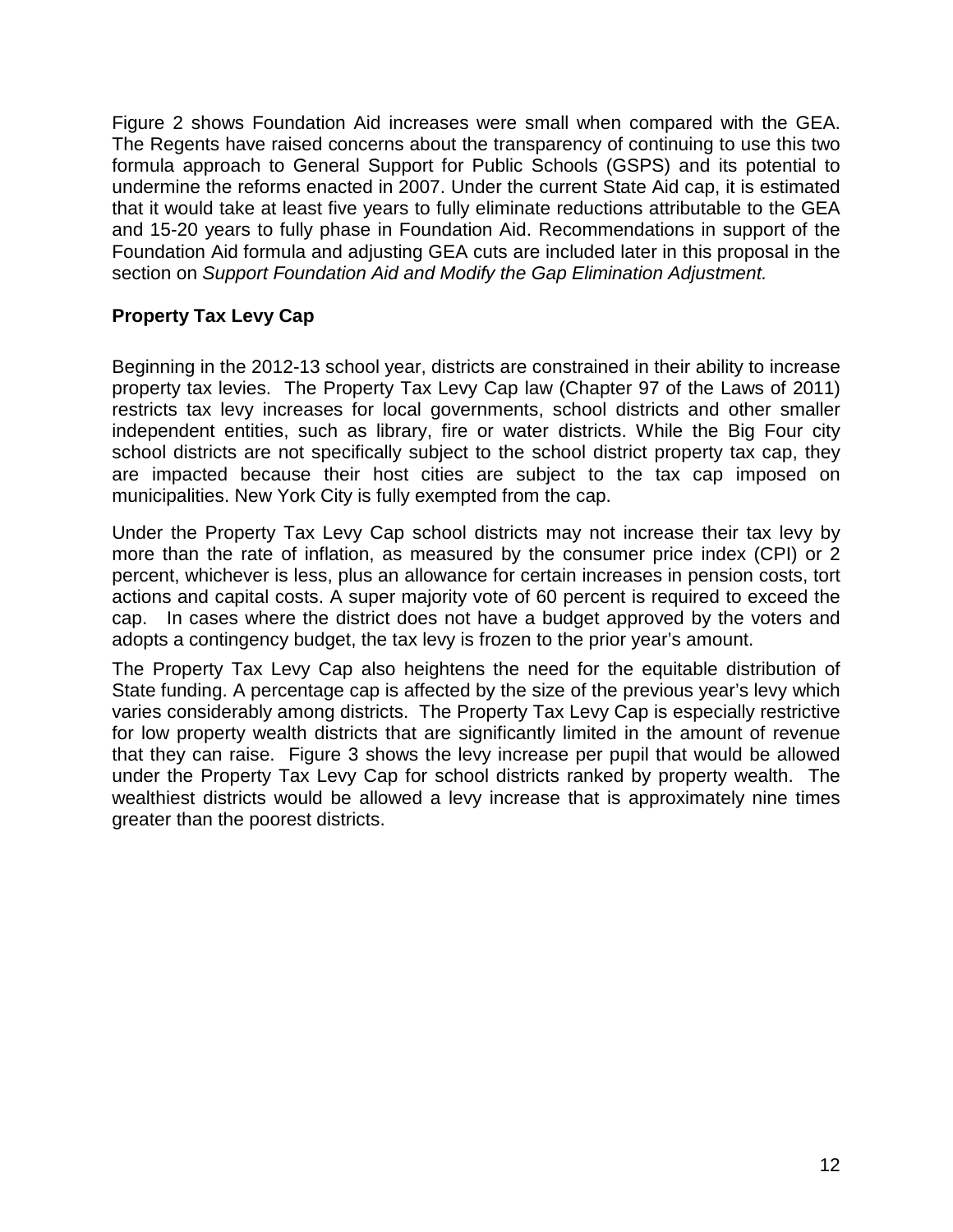Figure 2 shows Foundation Aid increases were small when compared with the GEA. The Regents have raised concerns about the transparency of continuing to use this two formula approach to General Support for Public Schools (GSPS) and its potential to undermine the reforms enacted in 2007. Under the current State Aid cap, it is estimated that it would take at least five years to fully eliminate reductions attributable to the GEA and 15-20 years to fully phase in Foundation Aid. Recommendations in support of the Foundation Aid formula and adjusting GEA cuts are included later in this proposal in the section on *Support Foundation Aid and Modify the Gap Elimination Adjustment.*

### Property Tax Levy Cap

Beginning in the 2012-13 school year, districts are constrained in their ability to increase property tax levies. The Property Tax Levy Cap law (Chapter 97 of the Laws of 2011) restricts tax levy increases for local governments, school districts and other smaller independent entities, such as library, fire or water districts. While the Big Four city school districts are not specifically subject to the school district property tax cap, they are impacted because their host cities are subject to the tax cap imposed on municipalities. New York City is fully exempted from the cap.

Under the Property Tax Levy Cap school districts may not increase their tax levy by more than the rate of inflation, as measured by the consumer price index (CPI) or 2 percent, whichever is less, plus an allowance for certain increases in pension costs, tort actions and capital costs. A super majority vote of 60 percent is required to exceed the cap. In cases where the district does not have a budget approved by the voters and adopts a contingency budget, the tax levy is frozen to the prior year's amount.

The Property Tax Levy Cap also heightens the need for the equitable distribution of State funding. A percentage cap is affected by the size of the previous year's levy which varies considerably among districts. The Property Tax Levy Cap is especially restrictive for low property wealth districts that are significantly limited in the amount of revenue that they can raise. Figure 3 shows the levy increase per pupil that would be allowed under the Property Tax Levy Cap for school districts ranked by property wealth. The wealthiest districts would be allowed a levy increase that is approximately nine times greater than the poorest districts.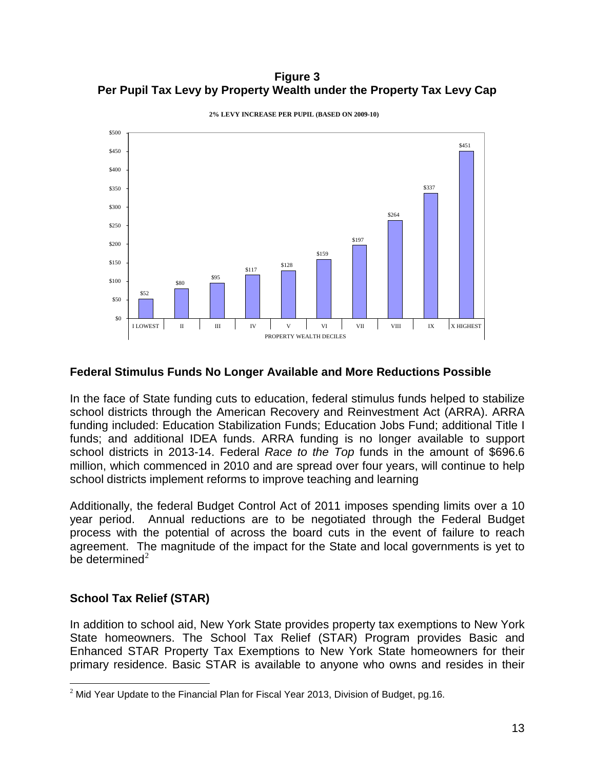**Figure 3**
**Per Pupil Tax Levy by Property Wealth under the Property Tax Levy Cap**

2% LEVY INCREASE PER PUPIL (BASED ON 2009-10)

| PROPERTY WEALTH DECILES | I LOWEST | II | III | IV | V | VI | VII | VIII | IX | X HIGHEST |
|---|---|---|---|---|---|---|---|---|---|---|
| Levy increase per pupil | $52 | $80 | $95 | $117 | $128 | $159 | $197 | $264 | $337 | $451 |

## Federal Stimulus Funds No Longer Available and More Reductions Possible

In the face of State funding cuts to education, federal stimulus funds helped to stabilize school districts through the American Recovery and Reinvestment Act (ARRA). ARRA funding included: Education Stabilization Funds; Education Jobs Fund; additional Title I funds; and additional IDEA funds. ARRA funding is no longer available to support school districts in 2013-14. Federal *Race to the Top* funds in the amount of $696.6 million, which commenced in 2010 and are spread over four years, will continue to help school districts implement reforms to improve teaching and learning

Additionally, the federal Budget Control Act of 2011 imposes spending limits over a 10 year period. Annual reductions are to be negotiated through the Federal Budget process with the potential of across the board cuts in the event of failure to reach agreement. The magnitude of the impact for the State and local governments is yet to be determined[2]

## School Tax Relief (STAR)

In addition to school aid, New York State provides property tax exemptions to New York State homeowners. The School Tax Relief (STAR) Program provides Basic and Enhanced STAR Property Tax Exemptions to New York State homeowners for their primary residence. Basic STAR is available to anyone who owns and resides in their

[2] Mid Year Update to the Financial Plan for Fiscal Year 2013, Division of Budget, pg.16.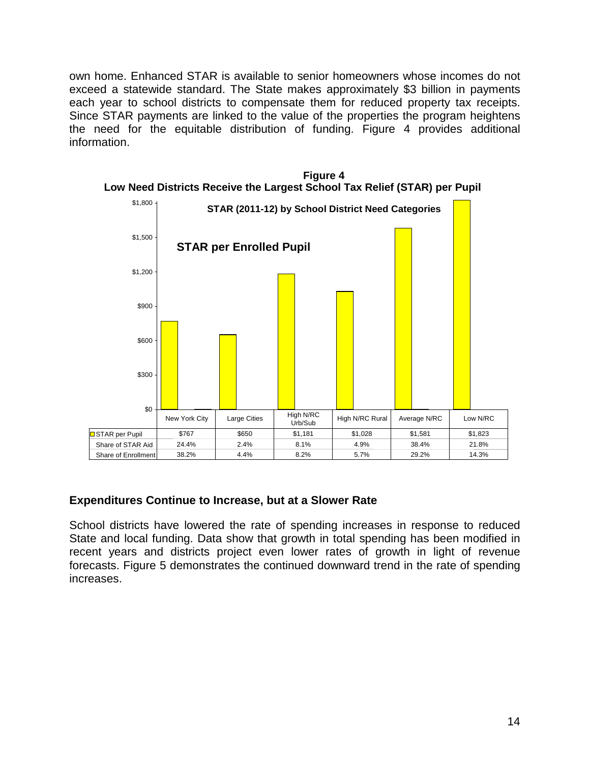own home. Enhanced STAR is available to senior homeowners whose incomes do not exceed a statewide standard. The State makes approximately $3 billion in payments each year to school districts to compensate them for reduced property tax receipts. Since STAR payments are linked to the value of the properties the program heightens the need for the equitable distribution of funding. Figure 4 provides additional information.

**Figure 4**
**Low Need Districts Receive the Largest School Tax Relief (STAR) per Pupil**

**STAR (2011-12) by School District Need Categories**

**STAR per Enrolled Pupil**

| | New York City | Large Cities | High N/RC Urb/Sub | High N/RC Rural | Average N/RC | Low N/RC |
|---|---|---|---|---|---|---|
| STAR per Pupil | $767 | $650 | $1,181 | $1,028 | $1,581 | $1,823 |
| Share of STAR Aid | 24.4% | 2.4% | 8.1% | 4.9% | 38.4% | 21.8% |
| Share of Enrollment | 38.2% | 4.4% | 8.2% | 5.7% | 29.2% | 14.3% |

## Expenditures Continue to Increase, but at a Slower Rate

School districts have lowered the rate of spending increases in response to reduced State and local funding. Data show that growth in total spending has been modified in recent years and districts project even lower rates of growth in light of revenue forecasts. Figure 5 demonstrates the continued downward trend in the rate of spending increases.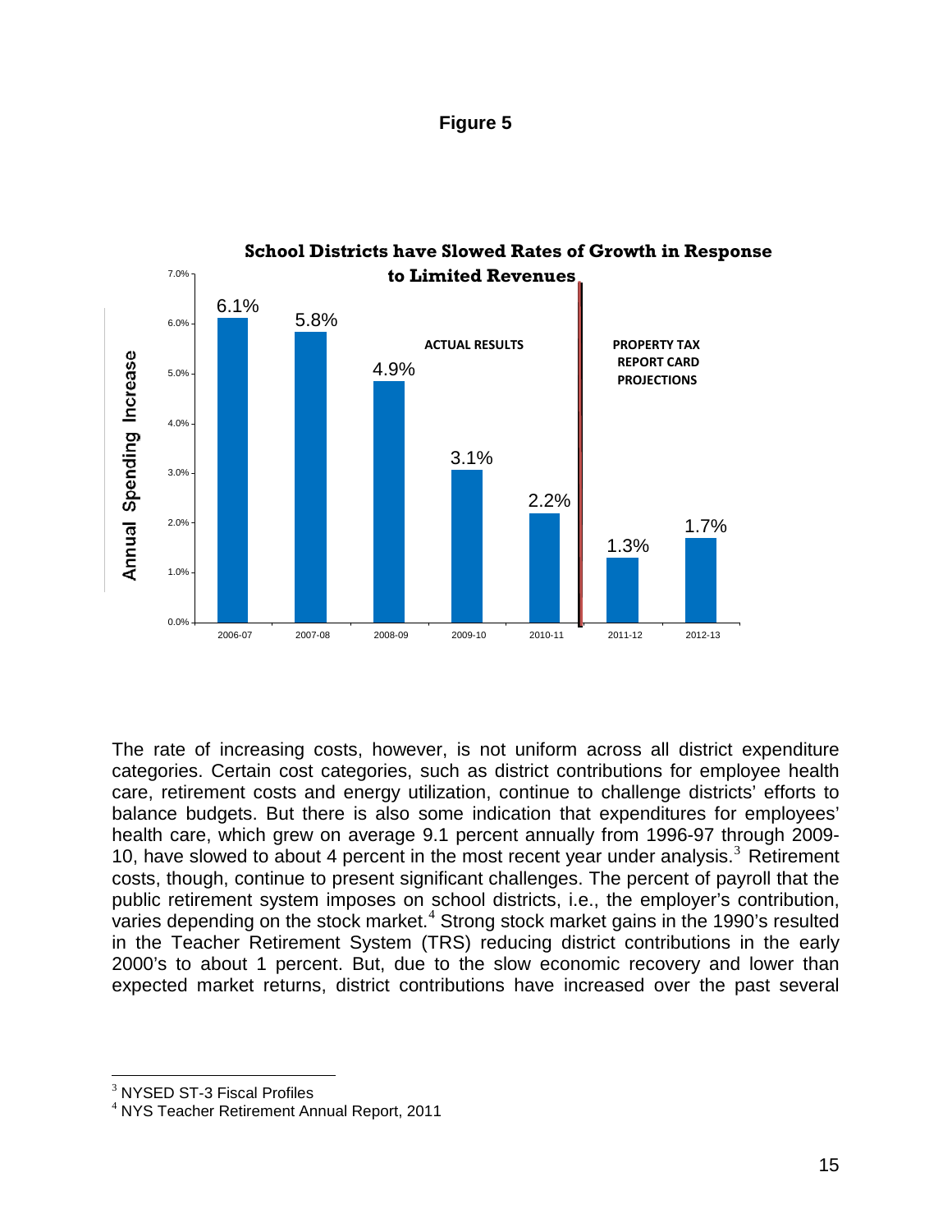**Figure 5**

**School Districts have Slowed Rates of Growth in Response to Limited Revenues**

| Year | Annual Spending Increase | |
|---|---|---|
| 2006-07 | 6.1% | ACTUAL RESULTS |
| 2007-08 | 5.8% | ACTUAL RESULTS |
| 2008-09 | 4.9% | ACTUAL RESULTS |
| 2009-10 | 3.1% | ACTUAL RESULTS |
| 2010-11 | 2.2% | ACTUAL RESULTS |
| 2011-12 | 1.3% | PROPERTY TAX REPORT CARD PROJECTIONS |
| 2012-13 | 1.7% | PROPERTY TAX REPORT CARD PROJECTIONS |

The rate of increasing costs, however, is not uniform across all district expenditure categories. Certain cost categories, such as district contributions for employee health care, retirement costs and energy utilization, continue to challenge districts' efforts to balance budgets. But there is also some indication that expenditures for employees' health care, which grew on average 9.1 percent annually from 1996-97 through 2009-10, have slowed to about 4 percent in the most recent year under analysis.[3] Retirement costs, though, continue to present significant challenges. The percent of payroll that the public retirement system imposes on school districts, i.e., the employer's contribution, varies depending on the stock market.[4] Strong stock market gains in the 1990's resulted in the Teacher Retirement System (TRS) reducing district contributions in the early 2000's to about 1 percent. But, due to the slow economic recovery and lower than expected market returns, district contributions have increased over the past several

[3] NYSED ST-3 Fiscal Profiles

[4] NYS Teacher Retirement Annual Report, 2011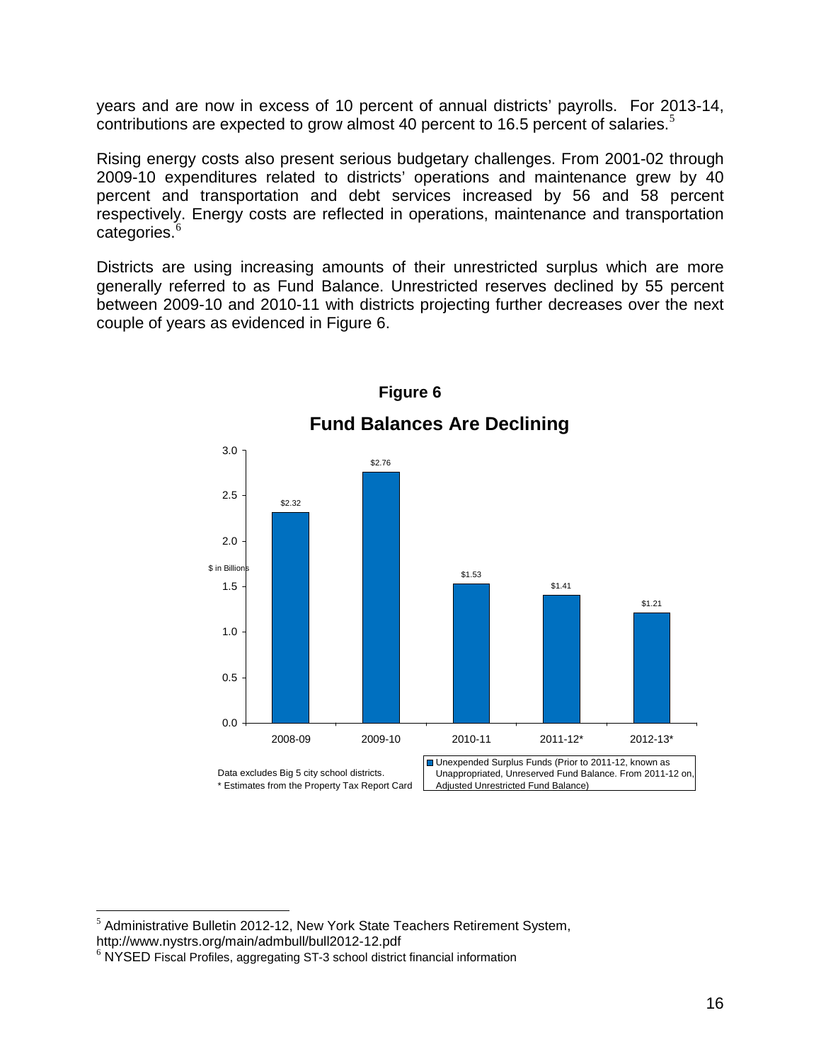years and are now in excess of 10 percent of annual districts' payrolls. For 2013-14, contributions are expected to grow almost 40 percent to 16.5 percent of salaries.[5]

Rising energy costs also present serious budgetary challenges. From 2001-02 through 2009-10 expenditures related to districts' operations and maintenance grew by 40 percent and transportation and debt services increased by 56 and 58 percent respectively. Energy costs are reflected in operations, maintenance and transportation categories.[6]

Districts are using increasing amounts of their unrestricted surplus which are more generally referred to as Fund Balance. Unrestricted reserves declined by 55 percent between 2009-10 and 2010-11 with districts projecting further decreases over the next couple of years as evidenced in Figure 6.

**Figure 6**

**Fund Balances Are Declining**

| Year | Unexpended Surplus Funds ($ in Billions) |
| --- | --- |
| 2008-09 | $2.32 |
| 2009-10 | $2.76 |
| 2010-11 | $1.53 |
| 2011-12* | $1.41 |
| 2012-13* | $1.21 |

Unexpended Surplus Funds (Prior to 2011-12, known as Unappropriated, Unreserved Fund Balance. From 2011-12 on, Adjusted Unrestricted Fund Balance)

Data excludes Big 5 city school districts.
* Estimates from the Property Tax Report Card

---

[5] Administrative Bulletin 2012-12, New York State Teachers Retirement System, http://www.nystrs.org/main/admbull/bull2012-12.pdf

[6] NYSED Fiscal Profiles, aggregating ST-3 school district financial information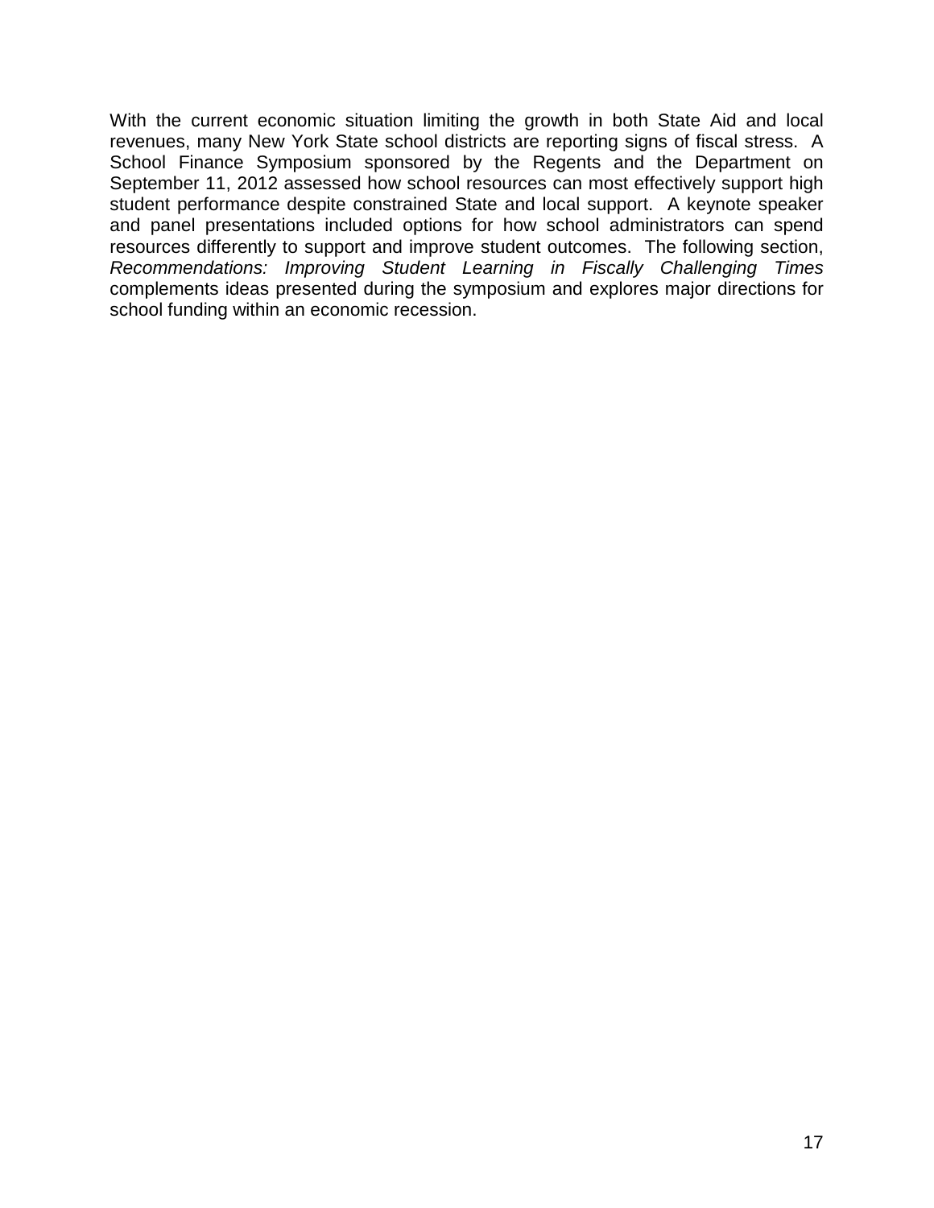With the current economic situation limiting the growth in both State Aid and local revenues, many New York State school districts are reporting signs of fiscal stress. A School Finance Symposium sponsored by the Regents and the Department on September 11, 2012 assessed how school resources can most effectively support high student performance despite constrained State and local support. A keynote speaker and panel presentations included options for how school administrators can spend resources differently to support and improve student outcomes. The following section, *Recommendations: Improving Student Learning in Fiscally Challenging Times* complements ideas presented during the symposium and explores major directions for school funding within an economic recession.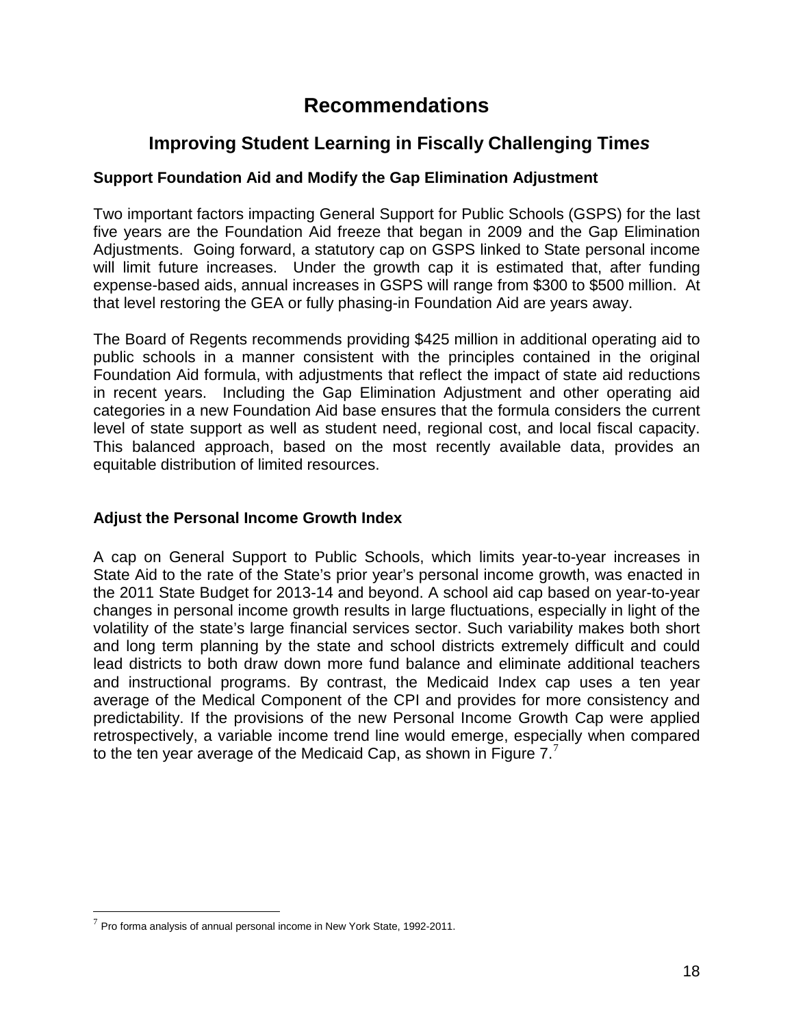# Recommendations

## Improving Student Learning in Fiscally Challenging Times

### Support Foundation Aid and Modify the Gap Elimination Adjustment

Two important factors impacting General Support for Public Schools (GSPS) for the last five years are the Foundation Aid freeze that began in 2009 and the Gap Elimination Adjustments. Going forward, a statutory cap on GSPS linked to State personal income will limit future increases. Under the growth cap it is estimated that, after funding expense-based aids, annual increases in GSPS will range from $300 to $500 million. At that level restoring the GEA or fully phasing-in Foundation Aid are years away.

The Board of Regents recommends providing $425 million in additional operating aid to public schools in a manner consistent with the principles contained in the original Foundation Aid formula, with adjustments that reflect the impact of state aid reductions in recent years. Including the Gap Elimination Adjustment and other operating aid categories in a new Foundation Aid base ensures that the formula considers the current level of state support as well as student need, regional cost, and local fiscal capacity. This balanced approach, based on the most recently available data, provides an equitable distribution of limited resources.

### Adjust the Personal Income Growth Index

A cap on General Support to Public Schools, which limits year-to-year increases in State Aid to the rate of the State's prior year's personal income growth, was enacted in the 2011 State Budget for 2013-14 and beyond. A school aid cap based on year-to-year changes in personal income growth results in large fluctuations, especially in light of the volatility of the state's large financial services sector. Such variability makes both short and long term planning by the state and school districts extremely difficult and could lead districts to both draw down more fund balance and eliminate additional teachers and instructional programs. By contrast, the Medicaid Index cap uses a ten year average of the Medical Component of the CPI and provides for more consistency and predictability. If the provisions of the new Personal Income Growth Cap were applied retrospectively, a variable income trend line would emerge, especially when compared to the ten year average of the Medicaid Cap, as shown in Figure 7.[7]

[7] Pro forma analysis of annual personal income in New York State, 1992-2011.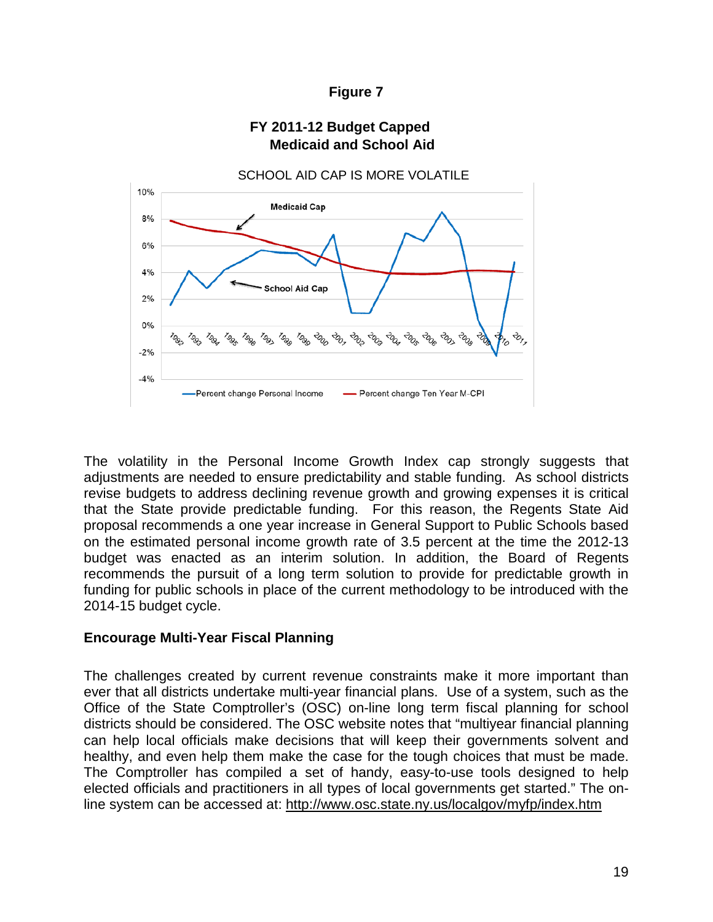**Figure 7**

**FY 2011-12 Budget Capped Medicaid and School Aid**

SCHOOL AID CAP IS MORE VOLATILE

The volatility in the Personal Income Growth Index cap strongly suggests that adjustments are needed to ensure predictability and stable funding. As school districts revise budgets to address declining revenue growth and growing expenses it is critical that the State provide predictable funding. For this reason, the Regents State Aid proposal recommends a one year increase in General Support to Public Schools based on the estimated personal income growth rate of 3.5 percent at the time the 2012-13 budget was enacted as an interim solution. In addition, the Board of Regents recommends the pursuit of a long term solution to provide for predictable growth in funding for public schools in place of the current methodology to be introduced with the 2014-15 budget cycle.

**Encourage Multi-Year Fiscal Planning**

The challenges created by current revenue constraints make it more important than ever that all districts undertake multi-year financial plans. Use of a system, such as the Office of the State Comptroller's (OSC) on-line long term fiscal planning for school districts should be considered. The OSC website notes that "multiyear financial planning can help local officials make decisions that will keep their governments solvent and healthy, and even help them make the case for the tough choices that must be made. The Comptroller has compiled a set of handy, easy-to-use tools designed to help elected officials and practitioners in all types of local governments get started." The on-line system can be accessed at: http://www.osc.state.ny.us/localgov/myfp/index.htm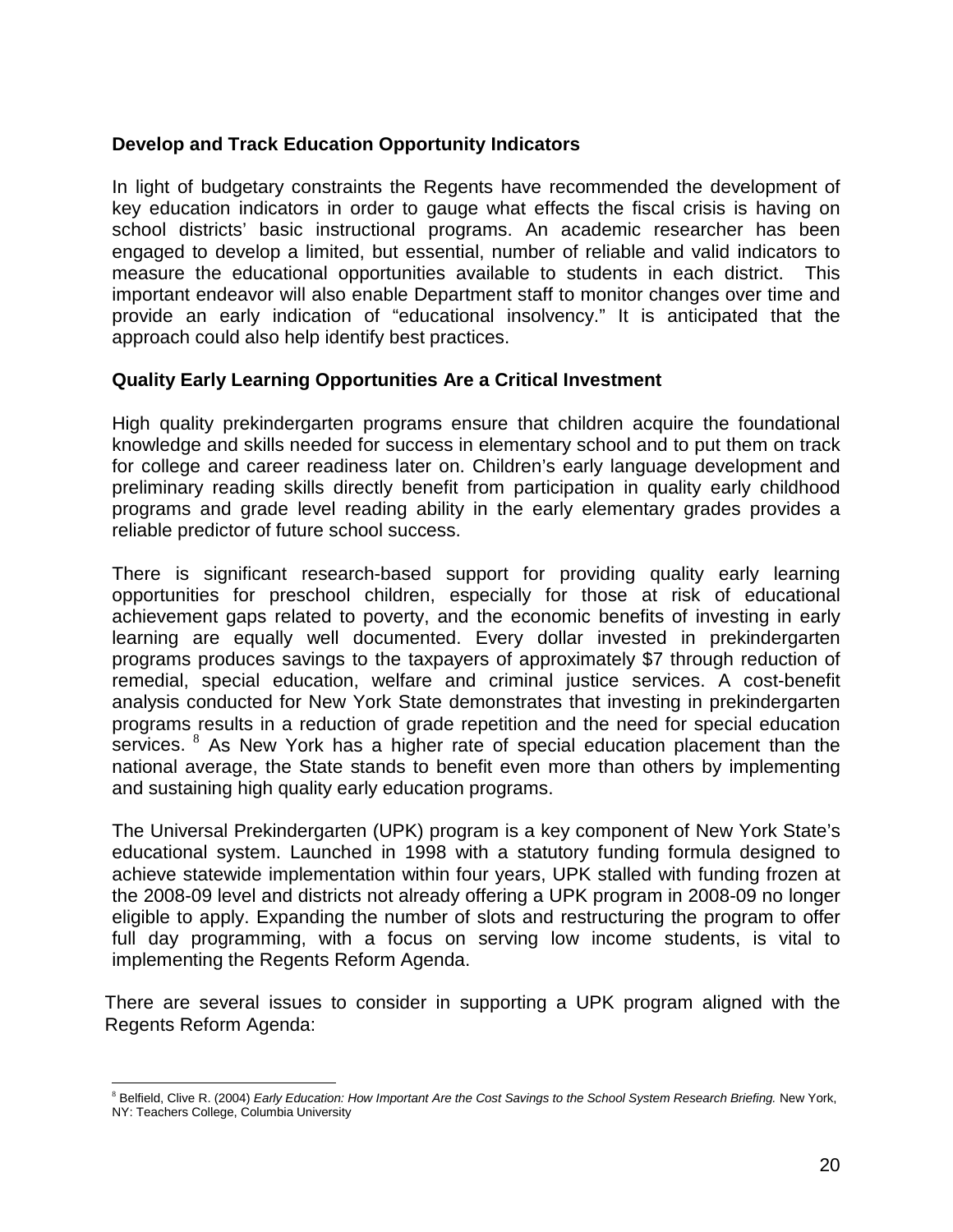### Develop and Track Education Opportunity Indicators

In light of budgetary constraints the Regents have recommended the development of key education indicators in order to gauge what effects the fiscal crisis is having on school districts' basic instructional programs. An academic researcher has been engaged to develop a limited, but essential, number of reliable and valid indicators to measure the educational opportunities available to students in each district. This important endeavor will also enable Department staff to monitor changes over time and provide an early indication of "educational insolvency." It is anticipated that the approach could also help identify best practices.

### Quality Early Learning Opportunities Are a Critical Investment

High quality prekindergarten programs ensure that children acquire the foundational knowledge and skills needed for success in elementary school and to put them on track for college and career readiness later on. Children's early language development and preliminary reading skills directly benefit from participation in quality early childhood programs and grade level reading ability in the early elementary grades provides a reliable predictor of future school success.

There is significant research-based support for providing quality early learning opportunities for preschool children, especially for those at risk of educational achievement gaps related to poverty, and the economic benefits of investing in early learning are equally well documented. Every dollar invested in prekindergarten programs produces savings to the taxpayers of approximately $7 through reduction of remedial, special education, welfare and criminal justice services. A cost-benefit analysis conducted for New York State demonstrates that investing in prekindergarten programs results in a reduction of grade repetition and the need for special education services. [8] As New York has a higher rate of special education placement than the national average, the State stands to benefit even more than others by implementing and sustaining high quality early education programs.

The Universal Prekindergarten (UPK) program is a key component of New York State's educational system. Launched in 1998 with a statutory funding formula designed to achieve statewide implementation within four years, UPK stalled with funding frozen at the 2008-09 level and districts not already offering a UPK program in 2008-09 no longer eligible to apply. Expanding the number of slots and restructuring the program to offer full day programming, with a focus on serving low income students, is vital to implementing the Regents Reform Agenda.

There are several issues to consider in supporting a UPK program aligned with the Regents Reform Agenda:

---

[8] Belfield, Clive R. (2004) *Early Education: How Important Are the Cost Savings to the School System Research Briefing.* New York, NY: Teachers College, Columbia University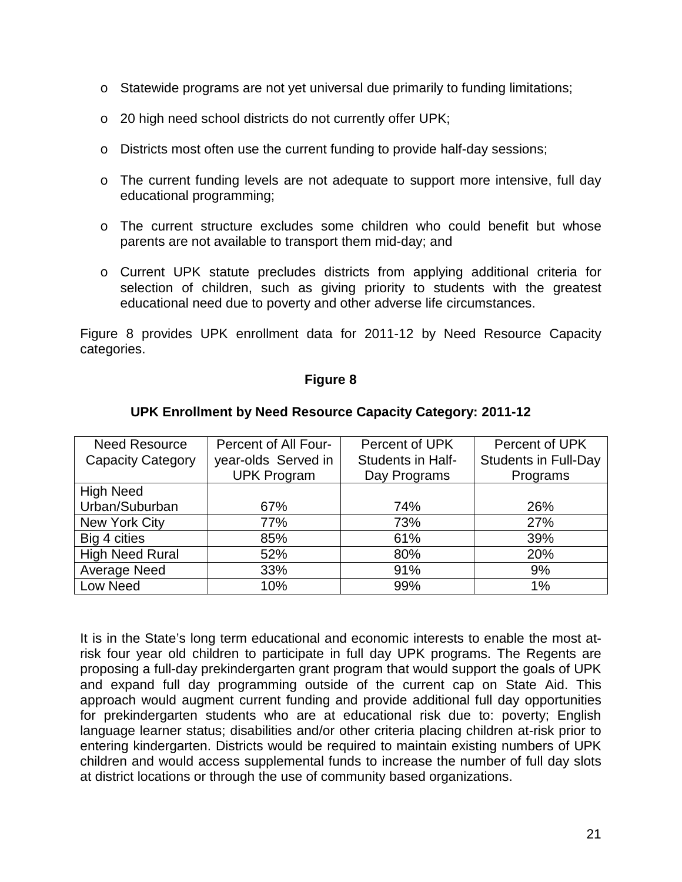- Statewide programs are not yet universal due primarily to funding limitations;
- 20 high need school districts do not currently offer UPK;
- Districts most often use the current funding to provide half-day sessions;
- The current funding levels are not adequate to support more intensive, full day educational programming;
- The current structure excludes some children who could benefit but whose parents are not available to transport them mid-day; and
- Current UPK statute precludes districts from applying additional criteria for selection of children, such as giving priority to students with the greatest educational need due to poverty and other adverse life circumstances.

Figure 8 provides UPK enrollment data for 2011-12 by Need Resource Capacity categories.

**Figure 8**

**UPK Enrollment by Need Resource Capacity Category: 2011-12**

| Need Resource Capacity Category | Percent of All Four-year-olds Served in UPK Program | Percent of UPK Students in Half-Day Programs | Percent of UPK Students in Full-Day Programs |
|---|---|---|---|
| High Need Urban/Suburban | 67% | 74% | 26% |
| New York City | 77% | 73% | 27% |
| Big 4 cities | 85% | 61% | 39% |
| High Need Rural | 52% | 80% | 20% |
| Average Need | 33% | 91% | 9% |
| Low Need | 10% | 99% | 1% |

It is in the State's long term educational and economic interests to enable the most at-risk four year old children to participate in full day UPK programs. The Regents are proposing a full-day prekindergarten grant program that would support the goals of UPK and expand full day programming outside of the current cap on State Aid. This approach would augment current funding and provide additional full day opportunities for prekindergarten students who are at educational risk due to: poverty; English language learner status; disabilities and/or other criteria placing children at-risk prior to entering kindergarten. Districts would be required to maintain existing numbers of UPK children and would access supplemental funds to increase the number of full day slots at district locations or through the use of community based organizations.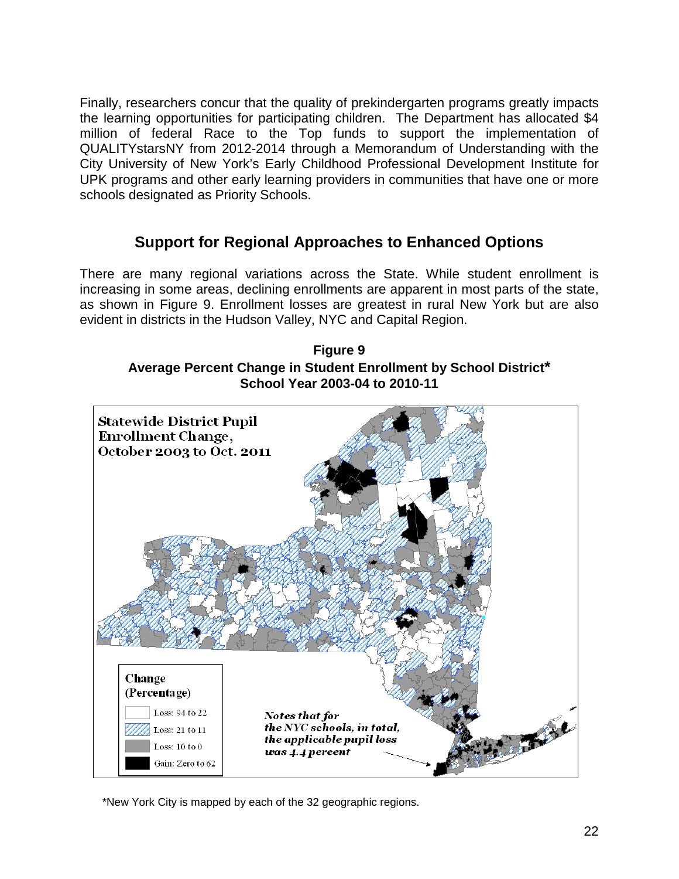Finally, researchers concur that the quality of prekindergarten programs greatly impacts the learning opportunities for participating children. The Department has allocated $4 million of federal Race to the Top funds to support the implementation of QUALITYstarsNY from 2012-2014 through a Memorandum of Understanding with the City University of New York's Early Childhood Professional Development Institute for UPK programs and other early learning providers in communities that have one or more schools designated as Priority Schools.

## Support for Regional Approaches to Enhanced Options

There are many regional variations across the State. While student enrollment is increasing in some areas, declining enrollments are apparent in most parts of the state, as shown in Figure 9. Enrollment losses are greatest in rural New York but are also evident in districts in the Hudson Valley, NYC and Capital Region.

**Figure 9**
**Average Percent Change in Student Enrollment by School District***
**School Year 2003-04 to 2010-11**

Statewide District Pupil Enrollment Change, October 2003 to Oct. 2011

Change (Percentage)
- Loss: 94 to 22
- Loss: 21 to 11
- Loss: 10 to 0
- Gain: Zero to 62

*Notes that for the NYC schools, in total, the applicable pupil loss was 4.4 percent*

*New York City is mapped by each of the 32 geographic regions.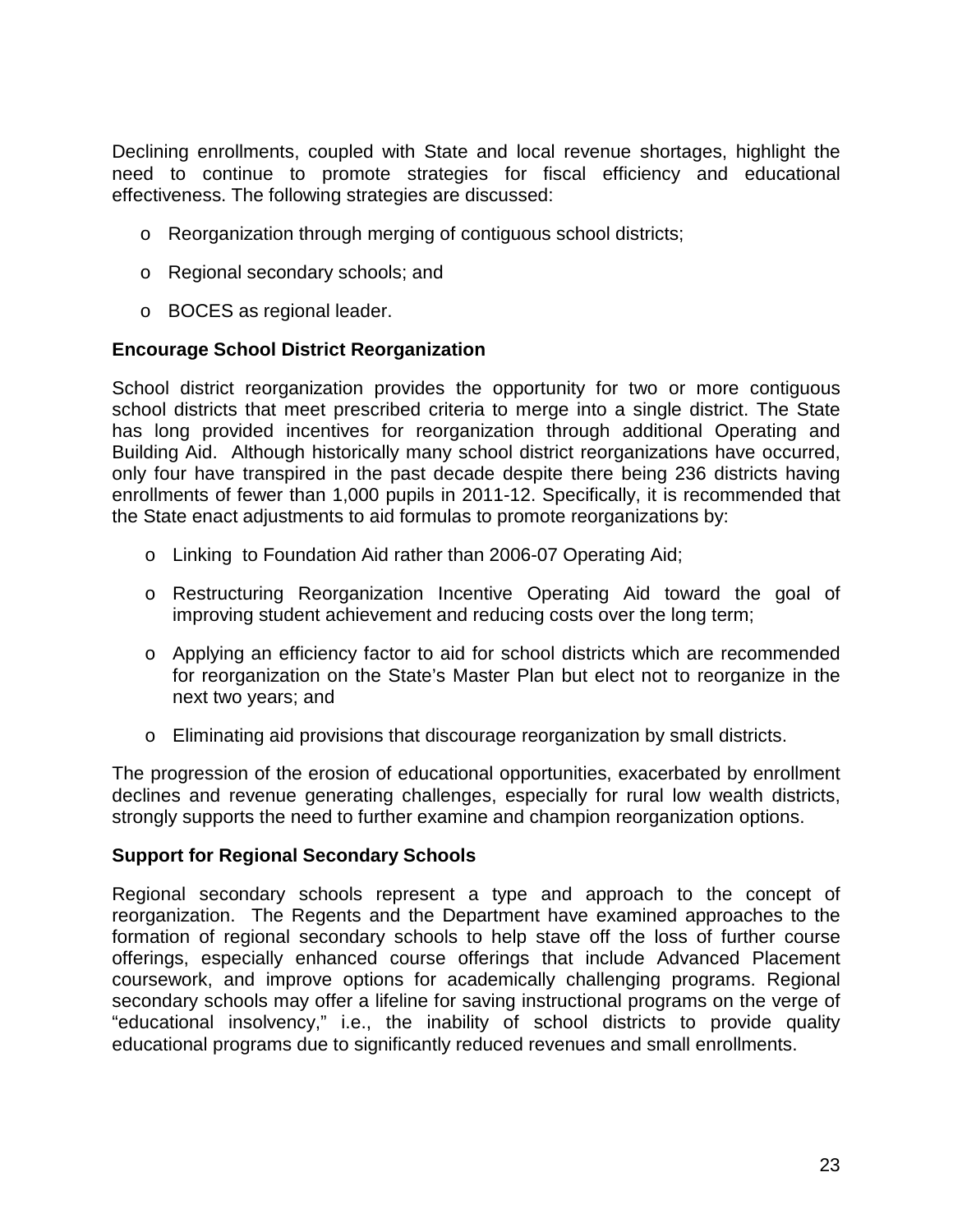Declining enrollments, coupled with State and local revenue shortages, highlight the need to continue to promote strategies for fiscal efficiency and educational effectiveness. The following strategies are discussed:

- Reorganization through merging of contiguous school districts;
- Regional secondary schools; and
- BOCES as regional leader.

**Encourage School District Reorganization**

School district reorganization provides the opportunity for two or more contiguous school districts that meet prescribed criteria to merge into a single district. The State has long provided incentives for reorganization through additional Operating and Building Aid. Although historically many school district reorganizations have occurred, only four have transpired in the past decade despite there being 236 districts having enrollments of fewer than 1,000 pupils in 2011-12. Specifically, it is recommended that the State enact adjustments to aid formulas to promote reorganizations by:

- Linking to Foundation Aid rather than 2006-07 Operating Aid;
- Restructuring Reorganization Incentive Operating Aid toward the goal of improving student achievement and reducing costs over the long term;
- Applying an efficiency factor to aid for school districts which are recommended for reorganization on the State's Master Plan but elect not to reorganize in the next two years; and
- Eliminating aid provisions that discourage reorganization by small districts.

The progression of the erosion of educational opportunities, exacerbated by enrollment declines and revenue generating challenges, especially for rural low wealth districts, strongly supports the need to further examine and champion reorganization options.

**Support for Regional Secondary Schools**

Regional secondary schools represent a type and approach to the concept of reorganization. The Regents and the Department have examined approaches to the formation of regional secondary schools to help stave off the loss of further course offerings, especially enhanced course offerings that include Advanced Placement coursework, and improve options for academically challenging programs. Regional secondary schools may offer a lifeline for saving instructional programs on the verge of "educational insolvency," i.e., the inability of school districts to provide quality educational programs due to significantly reduced revenues and small enrollments.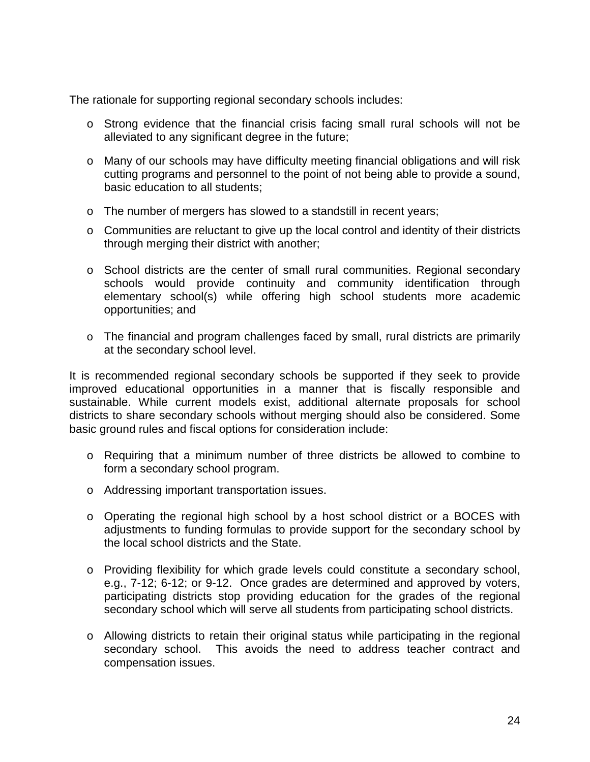The rationale for supporting regional secondary schools includes:

- Strong evidence that the financial crisis facing small rural schools will not be alleviated to any significant degree in the future;
- Many of our schools may have difficulty meeting financial obligations and will risk cutting programs and personnel to the point of not being able to provide a sound, basic education to all students;
- The number of mergers has slowed to a standstill in recent years;
- Communities are reluctant to give up the local control and identity of their districts through merging their district with another;
- School districts are the center of small rural communities. Regional secondary schools would provide continuity and community identification through elementary school(s) while offering high school students more academic opportunities; and
- The financial and program challenges faced by small, rural districts are primarily at the secondary school level.

It is recommended regional secondary schools be supported if they seek to provide improved educational opportunities in a manner that is fiscally responsible and sustainable. While current models exist, additional alternate proposals for school districts to share secondary schools without merging should also be considered. Some basic ground rules and fiscal options for consideration include:

- Requiring that a minimum number of three districts be allowed to combine to form a secondary school program.
- Addressing important transportation issues.
- Operating the regional high school by a host school district or a BOCES with adjustments to funding formulas to provide support for the secondary school by the local school districts and the State.
- Providing flexibility for which grade levels could constitute a secondary school, e.g., 7-12; 6-12; or 9-12. Once grades are determined and approved by voters, participating districts stop providing education for the grades of the regional secondary school which will serve all students from participating school districts.
- Allowing districts to retain their original status while participating in the regional secondary school. This avoids the need to address teacher contract and compensation issues.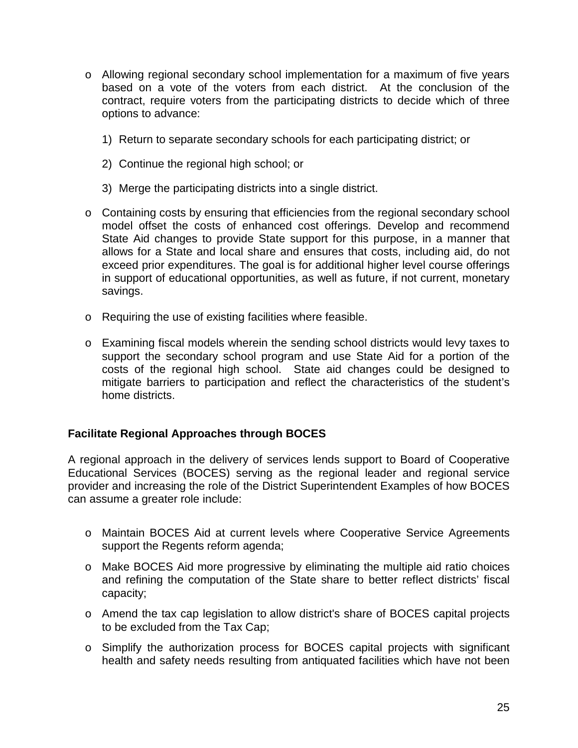- Allowing regional secondary school implementation for a maximum of five years based on a vote of the voters from each district. At the conclusion of the contract, require voters from the participating districts to decide which of three options to advance:

  1) Return to separate secondary schools for each participating district; or

  2) Continue the regional high school; or

  3) Merge the participating districts into a single district.

- Containing costs by ensuring that efficiencies from the regional secondary school model offset the costs of enhanced cost offerings. Develop and recommend State Aid changes to provide State support for this purpose, in a manner that allows for a State and local share and ensures that costs, including aid, do not exceed prior expenditures. The goal is for additional higher level course offerings in support of educational opportunities, as well as future, if not current, monetary savings.

- Requiring the use of existing facilities where feasible.

- Examining fiscal models wherein the sending school districts would levy taxes to support the secondary school program and use State Aid for a portion of the costs of the regional high school. State aid changes could be designed to mitigate barriers to participation and reflect the characteristics of the student's home districts.

**Facilitate Regional Approaches through BOCES**

A regional approach in the delivery of services lends support to Board of Cooperative Educational Services (BOCES) serving as the regional leader and regional service provider and increasing the role of the District Superintendent Examples of how BOCES can assume a greater role include:

- Maintain BOCES Aid at current levels where Cooperative Service Agreements support the Regents reform agenda;

- Make BOCES Aid more progressive by eliminating the multiple aid ratio choices and refining the computation of the State share to better reflect districts' fiscal capacity;

- Amend the tax cap legislation to allow district's share of BOCES capital projects to be excluded from the Tax Cap;

- Simplify the authorization process for BOCES capital projects with significant health and safety needs resulting from antiquated facilities which have not been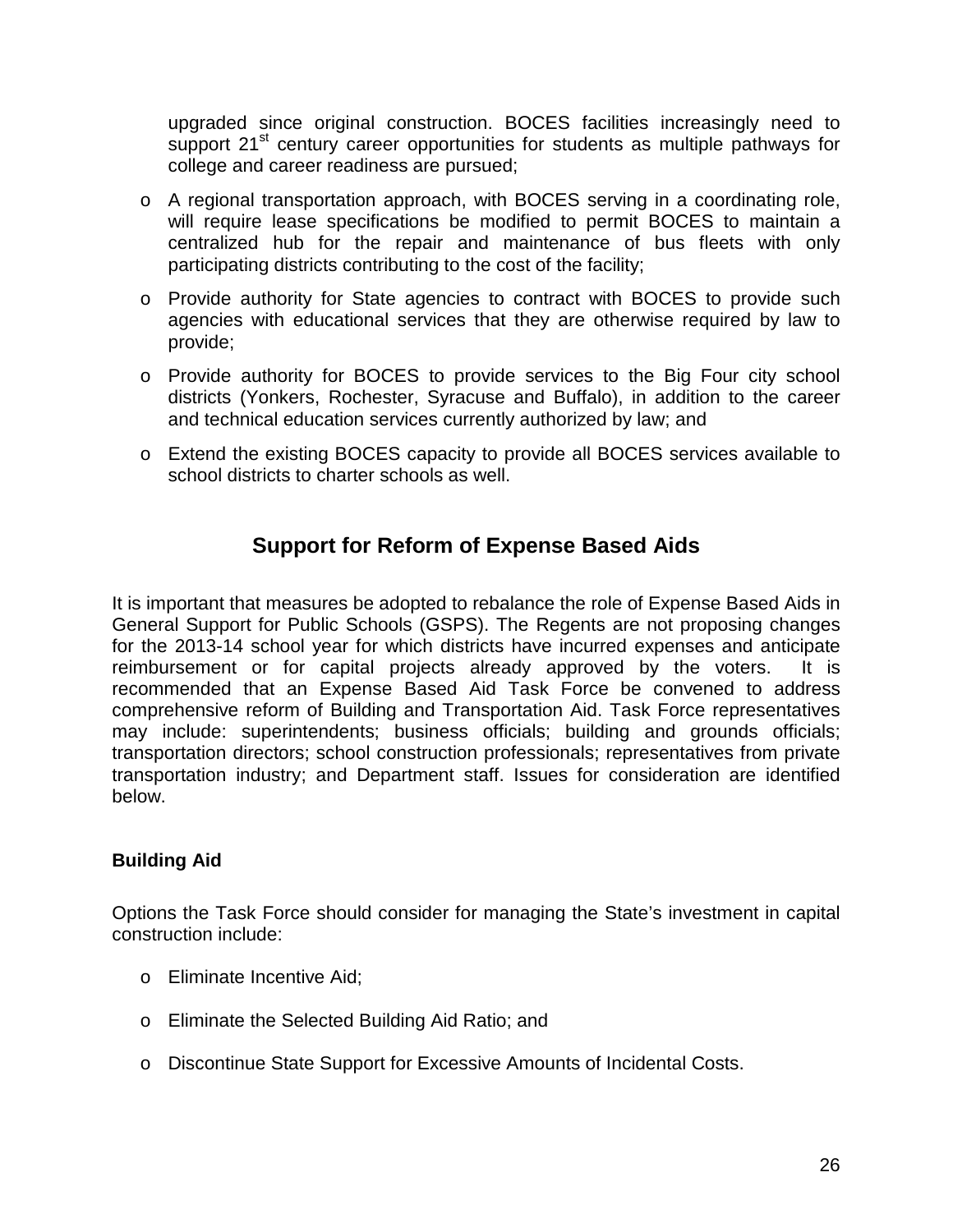upgraded since original construction. BOCES facilities increasingly need to support 21st century career opportunities for students as multiple pathways for college and career readiness are pursued;

- A regional transportation approach, with BOCES serving in a coordinating role, will require lease specifications be modified to permit BOCES to maintain a centralized hub for the repair and maintenance of bus fleets with only participating districts contributing to the cost of the facility;
- Provide authority for State agencies to contract with BOCES to provide such agencies with educational services that they are otherwise required by law to provide;
- Provide authority for BOCES to provide services to the Big Four city school districts (Yonkers, Rochester, Syracuse and Buffalo), in addition to the career and technical education services currently authorized by law; and
- Extend the existing BOCES capacity to provide all BOCES services available to school districts to charter schools as well.

## Support for Reform of Expense Based Aids

It is important that measures be adopted to rebalance the role of Expense Based Aids in General Support for Public Schools (GSPS). The Regents are not proposing changes for the 2013-14 school year for which districts have incurred expenses and anticipate reimbursement or for capital projects already approved by the voters. It is recommended that an Expense Based Aid Task Force be convened to address comprehensive reform of Building and Transportation Aid. Task Force representatives may include: superintendents; business officials; building and grounds officials; transportation directors; school construction professionals; representatives from private transportation industry; and Department staff. Issues for consideration are identified below.

**Building Aid**

Options the Task Force should consider for managing the State's investment in capital construction include:

- Eliminate Incentive Aid;
- Eliminate the Selected Building Aid Ratio; and
- Discontinue State Support for Excessive Amounts of Incidental Costs.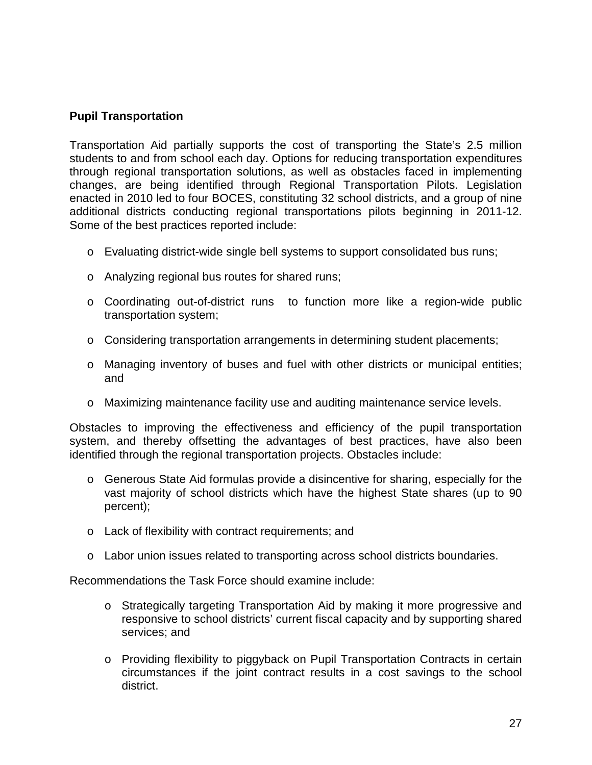## Pupil Transportation

Transportation Aid partially supports the cost of transporting the State's 2.5 million students to and from school each day. Options for reducing transportation expenditures through regional transportation solutions, as well as obstacles faced in implementing changes, are being identified through Regional Transportation Pilots. Legislation enacted in 2010 led to four BOCES, constituting 32 school districts, and a group of nine additional districts conducting regional transportations pilots beginning in 2011-12. Some of the best practices reported include:

- Evaluating district-wide single bell systems to support consolidated bus runs;
- Analyzing regional bus routes for shared runs;
- Coordinating out-of-district runs to function more like a region-wide public transportation system;
- Considering transportation arrangements in determining student placements;
- Managing inventory of buses and fuel with other districts or municipal entities; and
- Maximizing maintenance facility use and auditing maintenance service levels.

Obstacles to improving the effectiveness and efficiency of the pupil transportation system, and thereby offsetting the advantages of best practices, have also been identified through the regional transportation projects. Obstacles include:

- Generous State Aid formulas provide a disincentive for sharing, especially for the vast majority of school districts which have the highest State shares (up to 90 percent);
- Lack of flexibility with contract requirements; and
- Labor union issues related to transporting across school districts boundaries.

Recommendations the Task Force should examine include:

- Strategically targeting Transportation Aid by making it more progressive and responsive to school districts' current fiscal capacity and by supporting shared services; and
- Providing flexibility to piggyback on Pupil Transportation Contracts in certain circumstances if the joint contract results in a cost savings to the school district.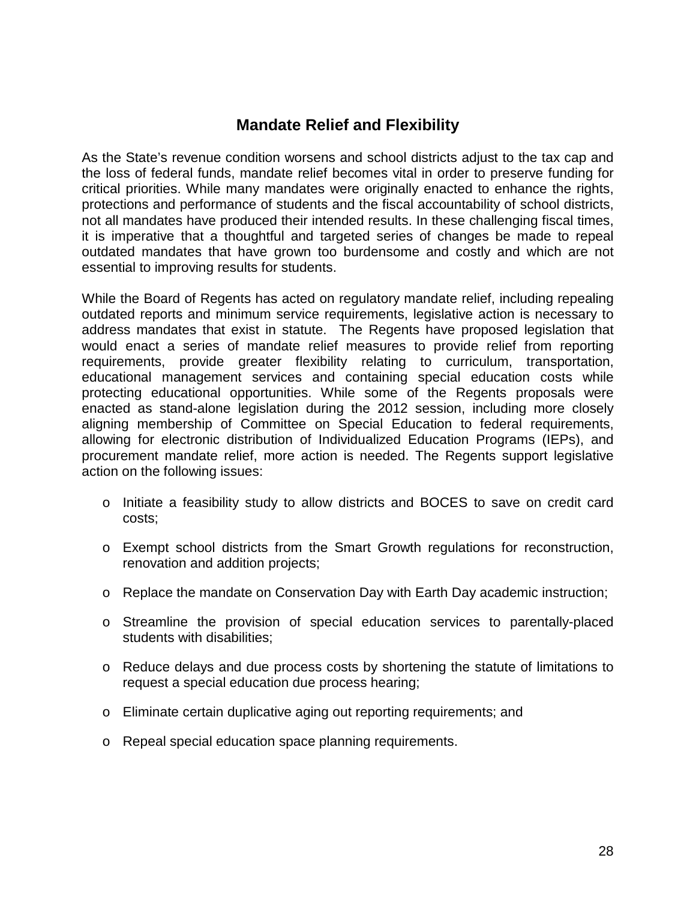## Mandate Relief and Flexibility

As the State's revenue condition worsens and school districts adjust to the tax cap and the loss of federal funds, mandate relief becomes vital in order to preserve funding for critical priorities. While many mandates were originally enacted to enhance the rights, protections and performance of students and the fiscal accountability of school districts, not all mandates have produced their intended results. In these challenging fiscal times, it is imperative that a thoughtful and targeted series of changes be made to repeal outdated mandates that have grown too burdensome and costly and which are not essential to improving results for students.

While the Board of Regents has acted on regulatory mandate relief, including repealing outdated reports and minimum service requirements, legislative action is necessary to address mandates that exist in statute. The Regents have proposed legislation that would enact a series of mandate relief measures to provide relief from reporting requirements, provide greater flexibility relating to curriculum, transportation, educational management services and containing special education costs while protecting educational opportunities. While some of the Regents proposals were enacted as stand-alone legislation during the 2012 session, including more closely aligning membership of Committee on Special Education to federal requirements, allowing for electronic distribution of Individualized Education Programs (IEPs), and procurement mandate relief, more action is needed. The Regents support legislative action on the following issues:

- Initiate a feasibility study to allow districts and BOCES to save on credit card costs;
- Exempt school districts from the Smart Growth regulations for reconstruction, renovation and addition projects;
- Replace the mandate on Conservation Day with Earth Day academic instruction;
- Streamline the provision of special education services to parentally-placed students with disabilities;
- Reduce delays and due process costs by shortening the statute of limitations to request a special education due process hearing;
- Eliminate certain duplicative aging out reporting requirements; and
- Repeal special education space planning requirements.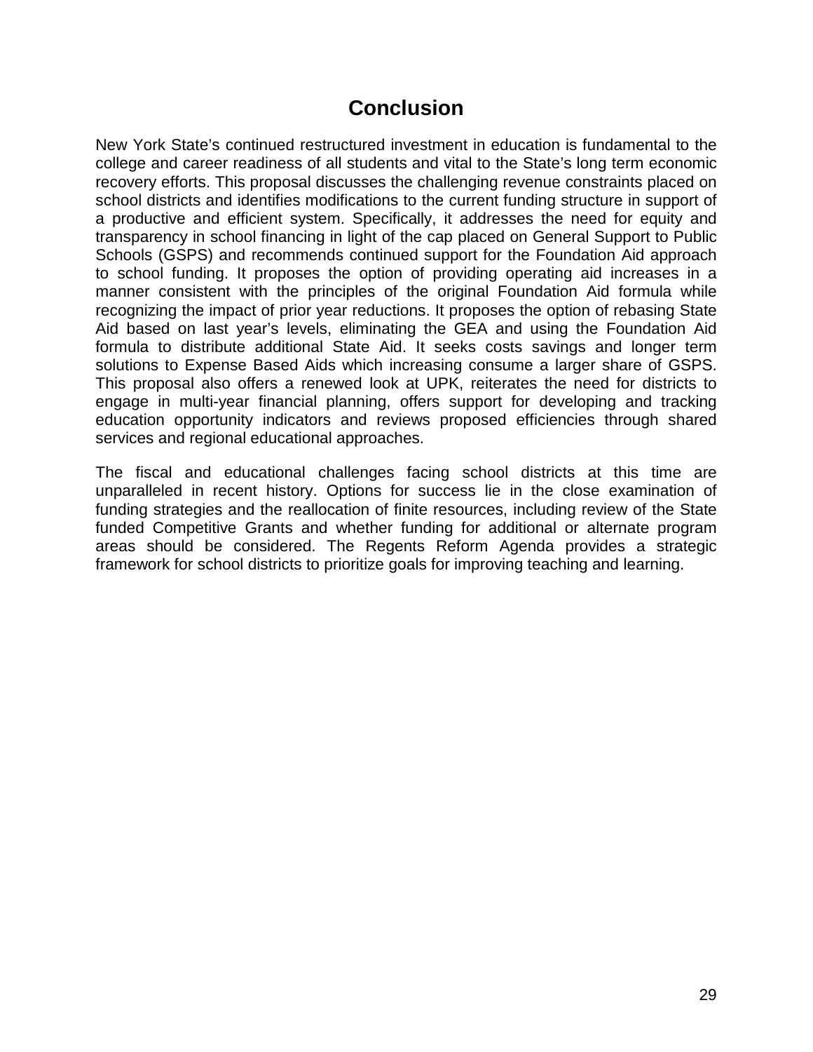# Conclusion

New York State's continued restructured investment in education is fundamental to the college and career readiness of all students and vital to the State's long term economic recovery efforts. This proposal discusses the challenging revenue constraints placed on school districts and identifies modifications to the current funding structure in support of a productive and efficient system. Specifically, it addresses the need for equity and transparency in school financing in light of the cap placed on General Support to Public Schools (GSPS) and recommends continued support for the Foundation Aid approach to school funding. It proposes the option of providing operating aid increases in a manner consistent with the principles of the original Foundation Aid formula while recognizing the impact of prior year reductions. It proposes the option of rebasing State Aid based on last year's levels, eliminating the GEA and using the Foundation Aid formula to distribute additional State Aid. It seeks costs savings and longer term solutions to Expense Based Aids which increasing consume a larger share of GSPS. This proposal also offers a renewed look at UPK, reiterates the need for districts to engage in multi-year financial planning, offers support for developing and tracking education opportunity indicators and reviews proposed efficiencies through shared services and regional educational approaches.

The fiscal and educational challenges facing school districts at this time are unparalleled in recent history. Options for success lie in the close examination of funding strategies and the reallocation of finite resources, including review of the State funded Competitive Grants and whether funding for additional or alternate program areas should be considered. The Regents Reform Agenda provides a strategic framework for school districts to prioritize goals for improving teaching and learning.